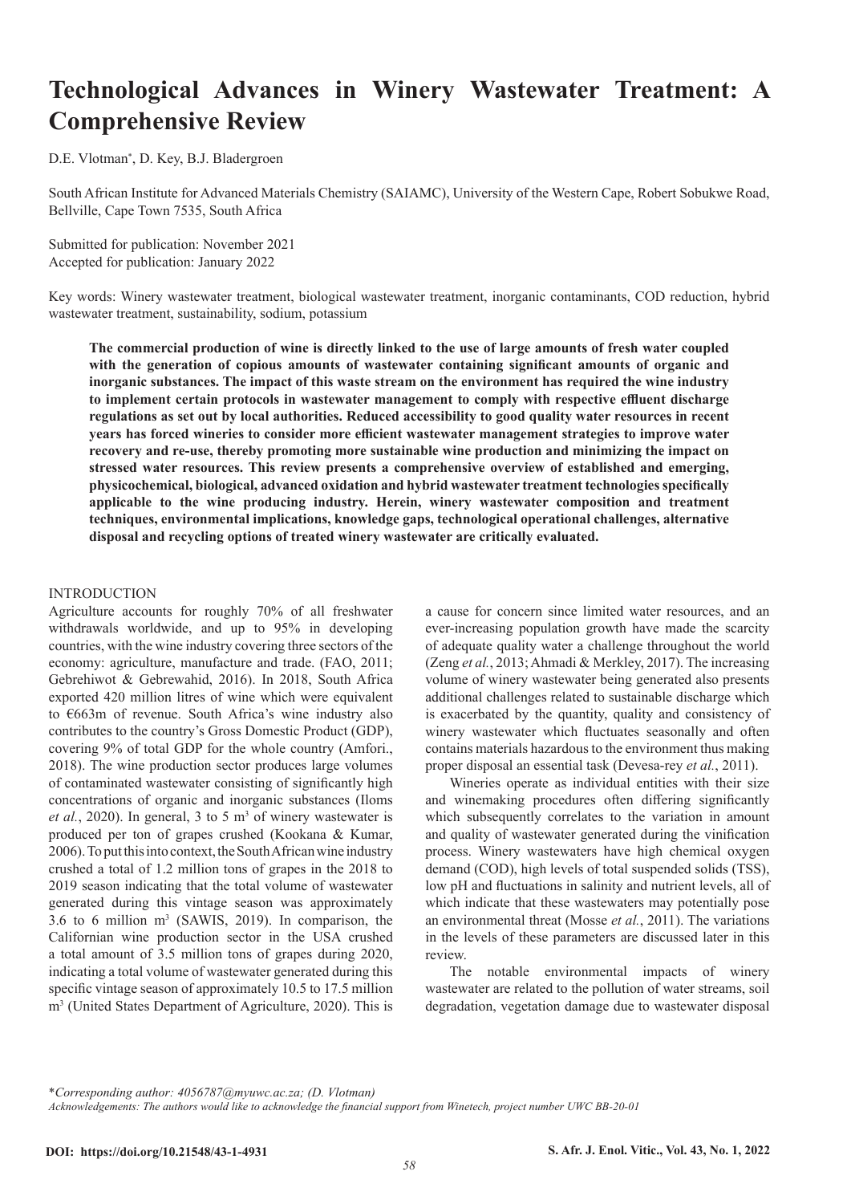# Technological Advances in Winery Wastewater Treatment: A Comprehensive Review

D.E. Vlotman*, D. Key, B.J. Bladergroen

South African Institute for Advanced Materials Chemistry (SAIAMC), University of the Western Cape, Robert Sobukwe Road, Bellville, Cape Town 7535, South Africa

Submitted for publication: November 2021
Accepted for publication: January 2022

Key words: Winery wastewater treatment, biological wastewater treatment, inorganic contaminants, COD reduction, hybrid wastewater treatment, sustainability, sodium, potassium

**The commercial production of wine is directly linked to the use of large amounts of fresh water coupled with the generation of copious amounts of wastewater containing significant amounts of organic and inorganic substances. The impact of this waste stream on the environment has required the wine industry to implement certain protocols in wastewater management to comply with respective effluent discharge regulations as set out by local authorities. Reduced accessibility to good quality water resources in recent years has forced wineries to consider more efficient wastewater management strategies to improve water recovery and re-use, thereby promoting more sustainable wine production and minimizing the impact on stressed water resources. This review presents a comprehensive overview of established and emerging, physicochemical, biological, advanced oxidation and hybrid wastewater treatment technologies specifically applicable to the wine producing industry. Herein, winery wastewater composition and treatment techniques, environmental implications, knowledge gaps, technological operational challenges, alternative disposal and recycling options of treated winery wastewater are critically evaluated.**

## INTRODUCTION

Agriculture accounts for roughly 70% of all freshwater withdrawals worldwide, and up to 95% in developing countries, with the wine industry covering three sectors of the economy: agriculture, manufacture and trade. (FAO, 2011; Gebrehiwot & Gebrewahid, 2016). In 2018, South Africa exported 420 million litres of wine which were equivalent to €663m of revenue. South Africa's wine industry also contributes to the country's Gross Domestic Product (GDP), covering 9% of total GDP for the whole country (Amfori., 2018). The wine production sector produces large volumes of contaminated wastewater consisting of significantly high concentrations of organic and inorganic substances (Iloms *et al.*, 2020). In general, 3 to 5 $m^3$ of winery wastewater is produced per ton of grapes crushed (Kookana & Kumar, 2006). To put this into context, the South African wine industry crushed a total of 1.2 million tons of grapes in the 2018 to 2019 season indicating that the total volume of wastewater generated during this vintage season was approximately 3.6 to 6 million $m^3$ (SAWIS, 2019). In comparison, the Californian wine production sector in the USA crushed a total amount of 3.5 million tons of grapes during 2020, indicating a total volume of wastewater generated during this specific vintage season of approximately 10.5 to 17.5 million $m^3$ (United States Department of Agriculture, 2020). This is a cause for concern since limited water resources, and an ever-increasing population growth have made the scarcity of adequate quality water a challenge throughout the world (Zeng *et al.*, 2013; Ahmadi & Merkley, 2017). The increasing volume of winery wastewater being generated also presents additional challenges related to sustainable discharge which is exacerbated by the quantity, quality and consistency of winery wastewater which fluctuates seasonally and often contains materials hazardous to the environment thus making proper disposal an essential task (Devesa-rey *et al.*, 2011).

Wineries operate as individual entities with their size and winemaking procedures often differing significantly which subsequently correlates to the variation in amount and quality of wastewater generated during the vinification process. Winery wastewaters have high chemical oxygen demand (COD), high levels of total suspended solids (TSS), low pH and fluctuations in salinity and nutrient levels, all of which indicate that these wastewaters may potentially pose an environmental threat (Mosse *et al.*, 2011). The variations in the levels of these parameters are discussed later in this review.

The notable environmental impacts of winery wastewater are related to the pollution of water streams, soil degradation, vegetation damage due to wastewater disposal

*\*Corresponding author: 4056787@myuwc.ac.za; (D. Vlotman)*

*Acknowledgements: The authors would like to acknowledge the financial support from Winetech, project number UWC BB-20-01*

**DOI: https://doi.org/10.21548/43-1-4931**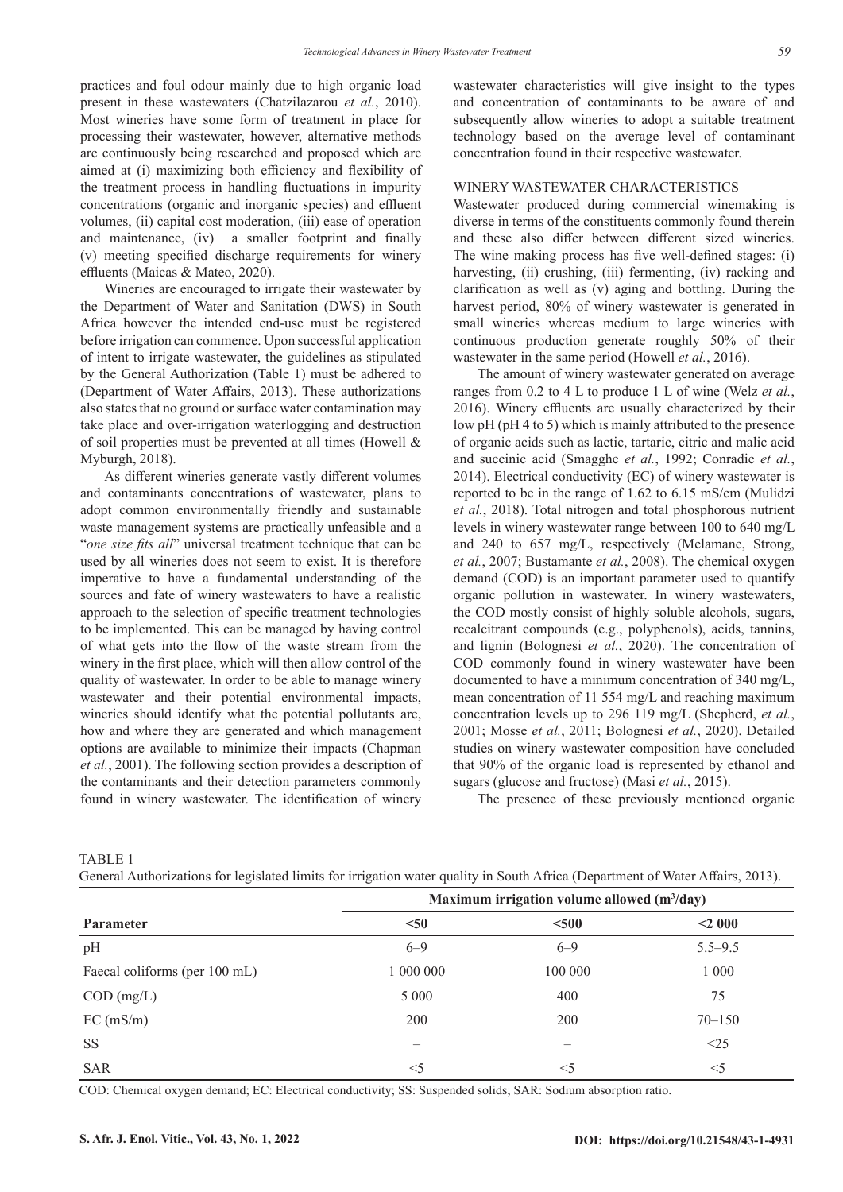practices and foul odour mainly due to high organic load present in these wastewaters (Chatzilazarou *et al.*, 2010). Most wineries have some form of treatment in place for processing their wastewater, however, alternative methods are continuously being researched and proposed which are aimed at (i) maximizing both efficiency and flexibility of the treatment process in handling fluctuations in impurity concentrations (organic and inorganic species) and effluent volumes, (ii) capital cost moderation, (iii) ease of operation and maintenance, (iv) a smaller footprint and finally (v) meeting specified discharge requirements for winery effluents (Maicas & Mateo, 2020).

Wineries are encouraged to irrigate their wastewater by the Department of Water and Sanitation (DWS) in South Africa however the intended end-use must be registered before irrigation can commence. Upon successful application of intent to irrigate wastewater, the guidelines as stipulated by the General Authorization (Table 1) must be adhered to (Department of Water Affairs, 2013). These authorizations also states that no ground or surface water contamination may take place and over-irrigation waterlogging and destruction of soil properties must be prevented at all times (Howell & Myburgh, 2018).

As different wineries generate vastly different volumes and contaminants concentrations of wastewater, plans to adopt common environmentally friendly and sustainable waste management systems are practically unfeasible and a "*one size fits all*" universal treatment technique that can be used by all wineries does not seem to exist. It is therefore imperative to have a fundamental understanding of the sources and fate of winery wastewaters to have a realistic approach to the selection of specific treatment technologies to be implemented. This can be managed by having control of what gets into the flow of the waste stream from the winery in the first place, which will then allow control of the quality of wastewater. In order to be able to manage winery wastewater and their potential environmental impacts, wineries should identify what the potential pollutants are, how and where they are generated and which management options are available to minimize their impacts (Chapman *et al.*, 2001). The following section provides a description of the contaminants and their detection parameters commonly found in winery wastewater. The identification of winery wastewater characteristics will give insight to the types and concentration of contaminants to be aware of and subsequently allow wineries to adopt a suitable treatment technology based on the average level of contaminant concentration found in their respective wastewater.

## WINERY WASTEWATER CHARACTERISTICS

Wastewater produced during commercial winemaking is diverse in terms of the constituents commonly found therein and these also differ between different sized wineries. The wine making process has five well-defined stages: (i) harvesting, (ii) crushing, (iii) fermenting, (iv) racking and clarification as well as (v) aging and bottling. During the harvest period, 80% of winery wastewater is generated in small wineries whereas medium to large wineries with continuous production generate roughly 50% of their wastewater in the same period (Howell *et al.*, 2016).

The amount of winery wastewater generated on average ranges from 0.2 to 4 L to produce 1 L of wine (Welz *et al.*, 2016). Winery effluents are usually characterized by their low pH (pH 4 to 5) which is mainly attributed to the presence of organic acids such as lactic, tartaric, citric and malic acid and succinic acid (Smagghe *et al.*, 1992; Conradie *et al.*, 2014). Electrical conductivity (EC) of winery wastewater is reported to be in the range of 1.62 to 6.15 mS/cm (Mulidzi *et al.*, 2018). Total nitrogen and total phosphorous nutrient levels in winery wastewater range between 100 to 640 mg/L and 240 to 657 mg/L, respectively (Melamane, Strong, *et al.*, 2007; Bustamante *et al.*, 2008). The chemical oxygen demand (COD) is an important parameter used to quantify organic pollution in wastewater. In winery wastewaters, the COD mostly consist of highly soluble alcohols, sugars, recalcitrant compounds (e.g., polyphenols), acids, tannins, and lignin (Bolognesi *et al.*, 2020). The concentration of COD commonly found in winery wastewater have been documented to have a minimum concentration of 340 mg/L, mean concentration of 11 554 mg/L and reaching maximum concentration levels up to 296 119 mg/L (Shepherd, *et al.*, 2001; Mosse *et al.*, 2011; Bolognesi *et al.*, 2020). Detailed studies on winery wastewater composition have concluded that 90% of the organic load is represented by ethanol and sugars (glucose and fructose) (Masi *et al.*, 2015).

The presence of these previously mentioned organic

TABLE 1
General Authorizations for legislated limits for irrigation water quality in South Africa (Department of Water Affairs, 2013).

| | Maximum irrigation volume allowed ($m^3$/day) | | |
|---|---|---|---|
| **Parameter** | **<50** | **<500** | **<2 000** |
| pH | 6–9 | 6–9 | 5.5–9.5 |
| Faecal coliforms (per 100 mL) | 1 000 000 | 100 000 | 1 000 |
| COD (mg/L) | 5 000 | 400 | 75 |
| EC (mS/m) | 200 | 200 | 70–150 |
| SS | – | – | <25 |
| SAR | <5 | <5 | <5 |

COD: Chemical oxygen demand; EC: Electrical conductivity; SS: Suspended solids; SAR: Sodium absorption ratio.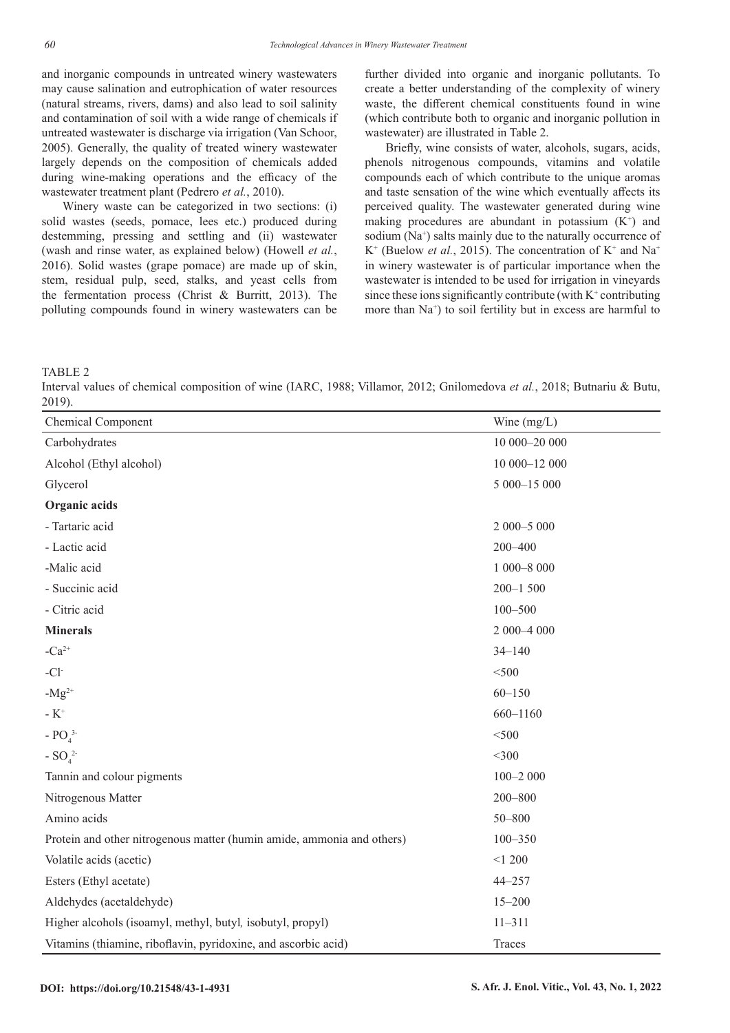and inorganic compounds in untreated winery wastewaters may cause salination and eutrophication of water resources (natural streams, rivers, dams) and also lead to soil salinity and contamination of soil with a wide range of chemicals if untreated wastewater is discharge via irrigation (Van Schoor, 2005). Generally, the quality of treated winery wastewater largely depends on the composition of chemicals added during wine-making operations and the efficacy of the wastewater treatment plant (Pedrero *et al.*, 2010).

Winery waste can be categorized in two sections: (i) solid wastes (seeds, pomace, lees etc.) produced during destemming, pressing and settling and (ii) wastewater (wash and rinse water, as explained below) (Howell *et al.*, 2016). Solid wastes (grape pomace) are made up of skin, stem, residual pulp, seed, stalks, and yeast cells from the fermentation process (Christ & Burritt, 2013). The polluting compounds found in winery wastewaters can be further divided into organic and inorganic pollutants. To create a better understanding of the complexity of winery waste, the different chemical constituents found in wine (which contribute both to organic and inorganic pollution in wastewater) are illustrated in Table 2.

Briefly, wine consists of water, alcohols, sugars, acids, phenols nitrogenous compounds, vitamins and volatile compounds each of which contribute to the unique aromas and taste sensation of the wine which eventually affects its perceived quality. The wastewater generated during wine making procedures are abundant in potassium ($K^+$) and sodium ($Na^+$) salts mainly due to the naturally occurrence of $K^+$ (Buelow *et al.*, 2015). The concentration of $K^+$ and $Na^+$ in winery wastewater is of particular importance when the wastewater is intended to be used for irrigation in vineyards since these ions significantly contribute (with $K^+$ contributing more than $Na^+$) to soil fertility but in excess are harmful to

TABLE 2

Interval values of chemical composition of wine (IARC, 1988; Villamor, 2012; Gnilomedova *et al.*, 2018; Butnariu & Butu, 2019).

| Chemical Component | Wine (mg/L) |
|---|---|
| Carbohydrates | 10 000–20 000 |
| Alcohol (Ethyl alcohol) | 10 000–12 000 |
| Glycerol | 5 000–15 000 |
| **Organic acids** | |
| - Tartaric acid | 2 000–5 000 |
| - Lactic acid | 200–400 |
| -Malic acid | 1 000–8 000 |
| - Succinic acid | 200–1 500 |
| - Citric acid | 100–500 |
| **Minerals** | 2 000–4 000 |
| -$Ca^{2+}$ | 34–140 |
| -$Cl^-$ | <500 |
| -$Mg^{2+}$ | 60–150 |
| - $K^+$ | 660–1160 |
| - $PO_4^{3-}$ | <500 |
| - $SO_4^{2-}$ | <300 |
| Tannin and colour pigments | 100–2 000 |
| Nitrogenous Matter | 200–800 |
| Amino acids | 50–800 |
| Protein and other nitrogenous matter (humin amide, ammonia and others) | 100–350 |
| Volatile acids (acetic) | <1 200 |
| Esters (Ethyl acetate) | 44–257 |
| Aldehydes (acetaldehyde) | 15–200 |
| Higher alcohols (isoamyl, methyl, butyl*,* isobutyl, propyl) | 11–311 |
| Vitamins (thiamine, riboflavin, pyridoxine, and ascorbic acid) | Traces |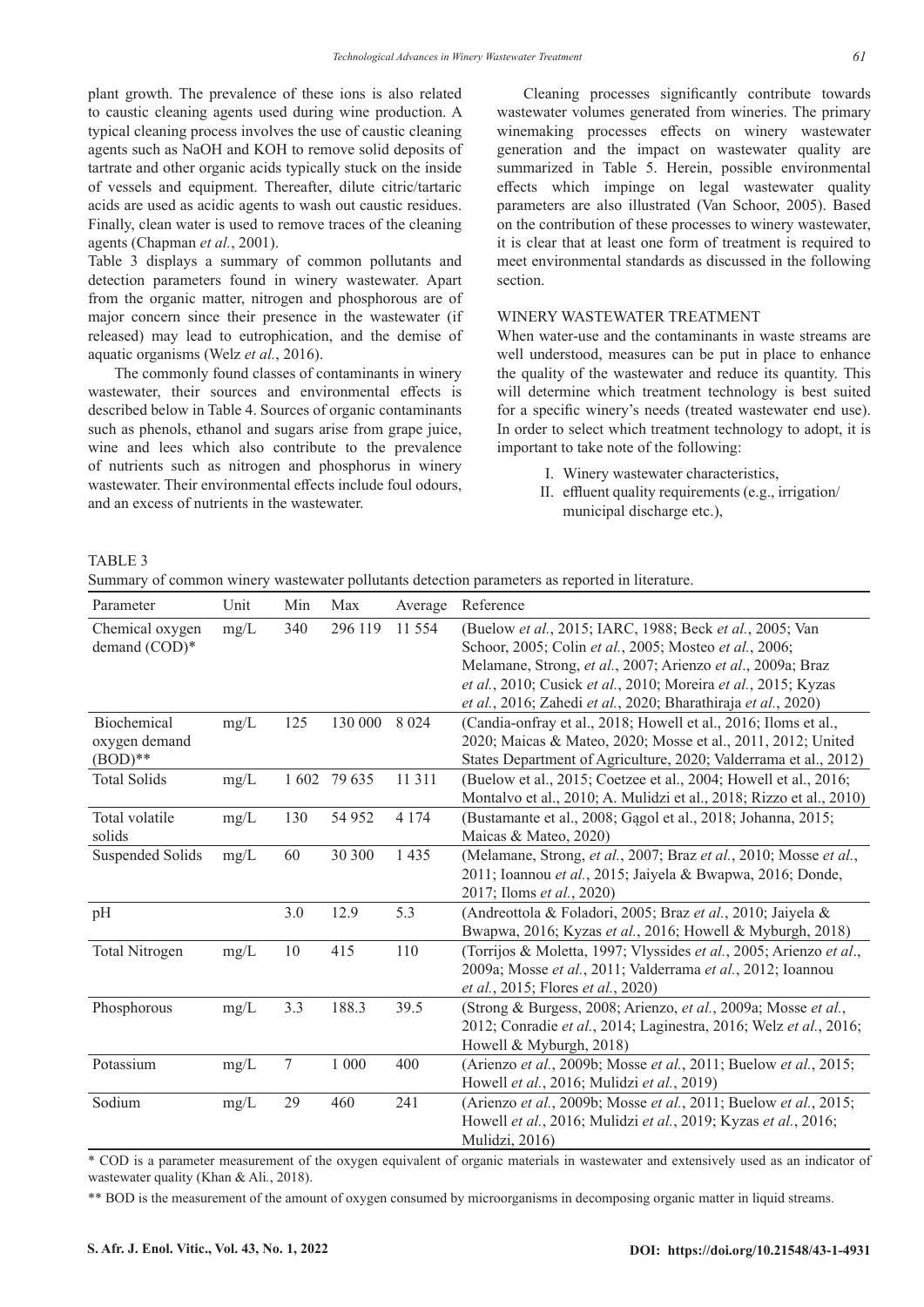plant growth. The prevalence of these ions is also related to caustic cleaning agents used during wine production. A typical cleaning process involves the use of caustic cleaning agents such as NaOH and KOH to remove solid deposits of tartrate and other organic acids typically stuck on the inside of vessels and equipment. Thereafter, dilute citric/tartaric acids are used as acidic agents to wash out caustic residues. Finally, clean water is used to remove traces of the cleaning agents (Chapman *et al.*, 2001).

Table 3 displays a summary of common pollutants and detection parameters found in winery wastewater. Apart from the organic matter, nitrogen and phosphorous are of major concern since their presence in the wastewater (if released) may lead to eutrophication, and the demise of aquatic organisms (Welz *et al.*, 2016).

The commonly found classes of contaminants in winery wastewater, their sources and environmental effects is described below in Table 4. Sources of organic contaminants such as phenols, ethanol and sugars arise from grape juice, wine and lees which also contribute to the prevalence of nutrients such as nitrogen and phosphorus in winery wastewater. Their environmental effects include foul odours, and an excess of nutrients in the wastewater.

Cleaning processes significantly contribute towards wastewater volumes generated from wineries. The primary winemaking processes effects on winery wastewater generation and the impact on wastewater quality are summarized in Table 5. Herein, possible environmental effects which impinge on legal wastewater quality parameters are also illustrated (Van Schoor, 2005). Based on the contribution of these processes to winery wastewater, it is clear that at least one form of treatment is required to meet environmental standards as discussed in the following section.

## WINERY WASTEWATER TREATMENT

When water-use and the contaminants in waste streams are well understood, measures can be put in place to enhance the quality of the wastewater and reduce its quantity. This will determine which treatment technology is best suited for a specific winery's needs (treated wastewater end use). In order to select which treatment technology to adopt, it is important to take note of the following:

I. Winery wastewater characteristics,
II. effluent quality requirements (e.g., irrigation/ municipal discharge etc.),

TABLE 3

Summary of common winery wastewater pollutants detection parameters as reported in literature.

| Parameter | Unit | Min | Max | Average | Reference |
|---|---|---|---|---|---|
| Chemical oxygen demand (COD)* | mg/L | 340 | 296 119 | 11 554 | (Buelow *et al.*, 2015; IARC, 1988; Beck *et al.*, 2005; Van Schoor, 2005; Colin *et al.*, 2005; Mosteo *et al.*, 2006; Melamane, Strong, *et al.*, 2007; Arienzo *et al*., 2009a; Braz *et al.*, 2010; Cusick *et al.*, 2010; Moreira *et al.*, 2015; Kyzas *et al.*, 2016; Zahedi *et al.*, 2020; Bharathiraja *et al.*, 2020) |
| Biochemical oxygen demand (BOD)** | mg/L | 125 | 130 000 | 8 024 | (Candia-onfray et al., 2018; Howell et al., 2016; Iloms et al., 2020; Maicas & Mateo, 2020; Mosse et al., 2011, 2012; United States Department of Agriculture, 2020; Valderrama et al., 2012) |
| Total Solids | mg/L | 1 602 | 79 635 | 11 311 | (Buelow et al., 2015; Coetzee et al., 2004; Howell et al., 2016; Montalvo et al., 2010; A. Mulidzi et al., 2018; Rizzo et al., 2010) |
| Total volatile solids | mg/L | 130 | 54 952 | 4 174 | (Bustamante et al., 2008; Gągol et al., 2018; Johanna, 2015; Maicas & Mateo, 2020) |
| Suspended Solids | mg/L | 60 | 30 300 | 1 435 | (Melamane, Strong, *et al.*, 2007; Braz *et al.*, 2010; Mosse *et al.*, 2011; Ioannou *et al.*, 2015; Jaiyela & Bwapwa, 2016; Donde, 2017; Iloms *et al.*, 2020) |
| pH | | 3.0 | 12.9 | 5.3 | (Andreottola & Foladori, 2005; Braz *et al.*, 2010; Jaiyela & Bwapwa, 2016; Kyzas *et al.*, 2016; Howell & Myburgh, 2018) |
| Total Nitrogen | mg/L | 10 | 415 | 110 | (Torrijos & Moletta, 1997; Vlyssides *et al.*, 2005; Arienzo *et al*., 2009a; Mosse *et al.*, 2011; Valderrama *et al.*, 2012; Ioannou *et al.*, 2015; Flores *et al.*, 2020) |
| Phosphorous | mg/L | 3.3 | 188.3 | 39.5 | (Strong & Burgess, 2008; Arienzo *et al.*, 2009a; Mosse *et al.*, 2012; Conradie *et al.*, 2014; Laginestra, 2016; Welz *et al.*, 2016; Howell & Myburgh, 2018) |
| Potassium | mg/L | 7 | 1 000 | 400 | (Arienzo *et al.*, 2009b; Mosse *et al.*, 2011; Buelow *et al.*, 2015; Howell *et al.*, 2016; Mulidzi *et al.*, 2019) |
| Sodium | mg/L | 29 | 460 | 241 | (Arienzo *et al.*, 2009b; Mosse *et al.*, 2011; Buelow *et al.*, 2015; Howell *et al.*, 2016; Mulidzi *et al.*, 2019; Kyzas *et al.*, 2016; Mulidzi, 2016) |

\* COD is a parameter measurement of the oxygen equivalent of organic materials in wastewater and extensively used as an indicator of wastewater quality (Khan & Ali., 2018).

\*\* BOD is the measurement of the amount of oxygen consumed by microorganisms in decomposing organic matter in liquid streams.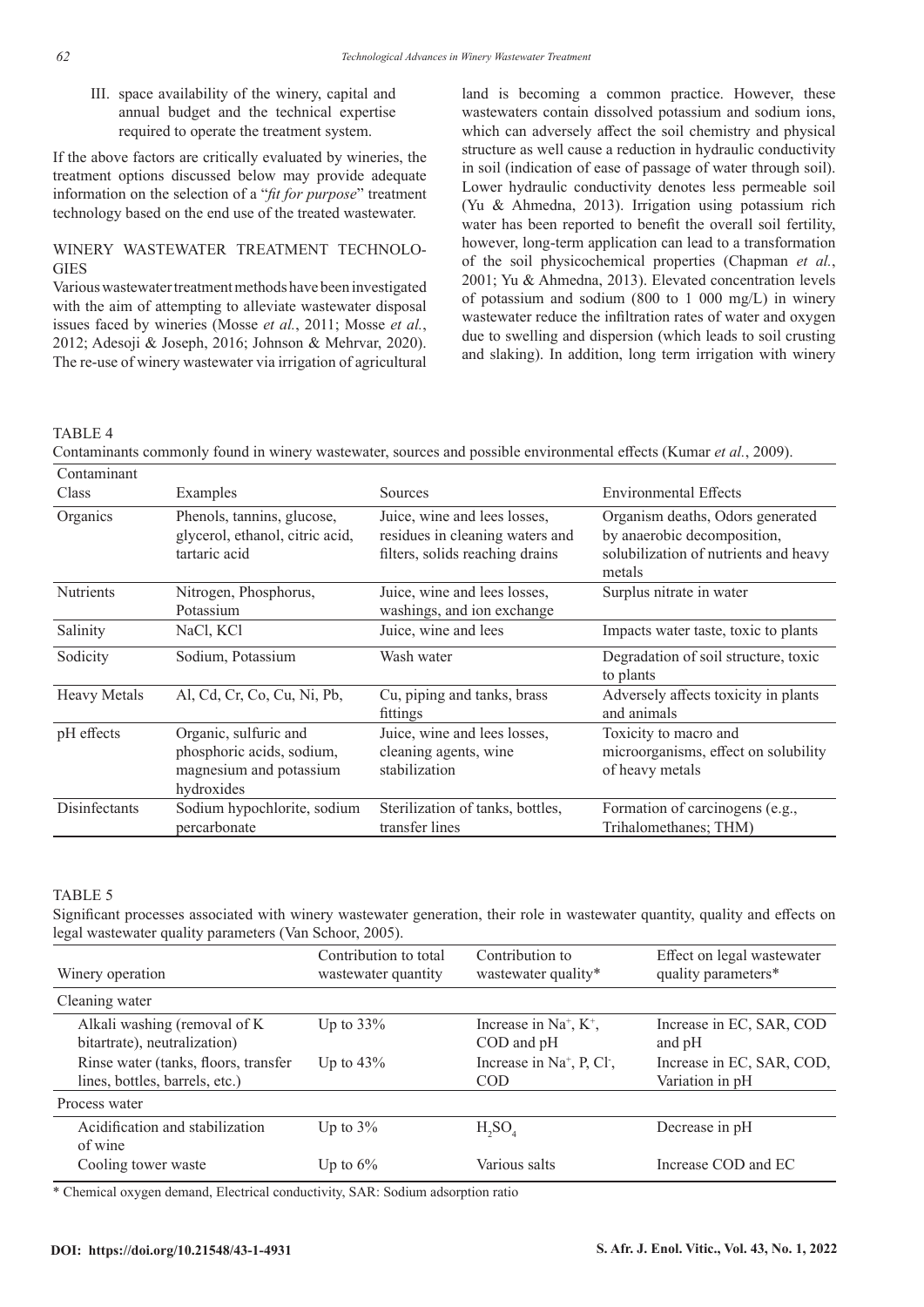III. space availability of the winery, capital and annual budget and the technical expertise required to operate the treatment system.

If the above factors are critically evaluated by wineries, the treatment options discussed below may provide adequate information on the selection of a "*fit for purpose*" treatment technology based on the end use of the treated wastewater.

## WINERY WASTEWATER TREATMENT TECHNOLOGIES

Various wastewater treatment methods have been investigated with the aim of attempting to alleviate wastewater disposal issues faced by wineries (Mosse *et al.*, 2011; Mosse *et al.*, 2012; Adesoji & Joseph, 2016; Johnson & Mehrvar, 2020). The re-use of winery wastewater via irrigation of agricultural land is becoming a common practice. However, these wastewaters contain dissolved potassium and sodium ions, which can adversely affect the soil chemistry and physical structure as well cause a reduction in hydraulic conductivity in soil (indication of ease of passage of water through soil). Lower hydraulic conductivity denotes less permeable soil (Yu & Ahmedna, 2013). Irrigation using potassium rich water has been reported to benefit the overall soil fertility, however, long-term application can lead to a transformation of the soil physicochemical properties (Chapman *et al.*, 2001; Yu & Ahmedna, 2013). Elevated concentration levels of potassium and sodium (800 to 1 000 mg/L) in winery wastewater reduce the infiltration rates of water and oxygen due to swelling and dispersion (which leads to soil crusting and slaking). In addition, long term irrigation with winery

TABLE 4

Contaminants commonly found in winery wastewater, sources and possible environmental effects (Kumar *et al.*, 2009).

| Contaminant Class | Examples | Sources | Environmental Effects |
|---|---|---|---|
| Organics | Phenols, tannins, glucose, glycerol, ethanol, citric acid, tartaric acid | Juice, wine and lees losses, residues in cleaning waters and filters, solids reaching drains | Organism deaths, Odors generated by anaerobic decomposition, solubilization of nutrients and heavy metals |
| Nutrients | Nitrogen, Phosphorus, Potassium | Juice, wine and lees losses, washings, and ion exchange | Surplus nitrate in water |
| Salinity | NaCl, KCl | Juice, wine and lees | Impacts water taste, toxic to plants |
| Sodicity | Sodium, Potassium | Wash water | Degradation of soil structure, toxic to plants |
| Heavy Metals | Al, Cd, Cr, Co, Cu, Ni, Pb, | Cu, piping and tanks, brass fittings | Adversely affects toxicity in plants and animals |
| pH effects | Organic, sulfuric and phosphoric acids, sodium, magnesium and potassium hydroxides | Juice, wine and lees losses, cleaning agents, wine stabilization | Toxicity to macro and microorganisms, effect on solubility of heavy metals |
| Disinfectants | Sodium hypochlorite, sodium percarbonate | Sterilization of tanks, bottles, transfer lines | Formation of carcinogens (e.g., Trihalomethanes; THM) |

TABLE 5

Significant processes associated with winery wastewater generation, their role in wastewater quantity, quality and effects on legal wastewater quality parameters (Van Schoor, 2005).

| Winery operation | Contribution to total wastewater quantity | Contribution to wastewater quality* | Effect on legal wastewater quality parameters* |
|---|---|---|---|
| Cleaning water | | | |
| Alkali washing (removal of K bitartrate), neutralization) | Up to 33% | Increase in $Na^+$, $K^+$, COD and pH | Increase in EC, SAR, COD and pH |
| Rinse water (tanks, floors, transfer lines, bottles, barrels, etc.) | Up to 43% | Increase in $Na^+$, P, $Cl^-$, COD | Increase in EC, SAR, COD, Variation in pH |
| Process water | | | |
| Acidification and stabilization of wine | Up to 3% | $H_2SO_4$ | Decrease in pH |
| Cooling tower waste | Up to 6% | Various salts | Increase COD and EC |

\* Chemical oxygen demand, Electrical conductivity, SAR: Sodium adsorption ratio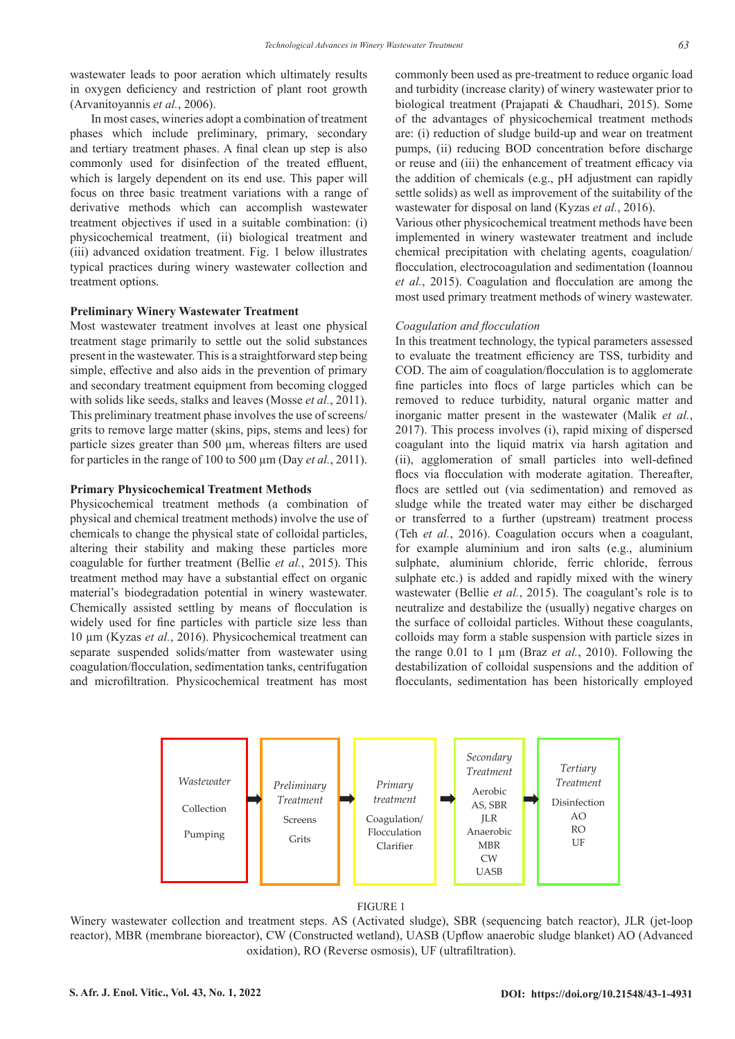wastewater leads to poor aeration which ultimately results in oxygen deficiency and restriction of plant root growth (Arvanitoyannis *et al.*, 2006).

In most cases, wineries adopt a combination of treatment phases which include preliminary, primary, secondary and tertiary treatment phases. A final clean up step is also commonly used for disinfection of the treated effluent, which is largely dependent on its end use. This paper will focus on three basic treatment variations with a range of derivative methods which can accomplish wastewater treatment objectives if used in a suitable combination: (i) physicochemical treatment, (ii) biological treatment and (iii) advanced oxidation treatment. Fig. 1 below illustrates typical practices during winery wastewater collection and treatment options.

**Preliminary Winery Wastewater Treatment**

Most wastewater treatment involves at least one physical treatment stage primarily to settle out the solid substances present in the wastewater. This is a straightforward step being simple, effective and also aids in the prevention of primary and secondary treatment equipment from becoming clogged with solids like seeds, stalks and leaves (Mosse *et al.*, 2011). This preliminary treatment phase involves the use of screens/grits to remove large matter (skins, pips, stems and lees) for particle sizes greater than 500 µm, whereas filters are used for particles in the range of 100 to 500 µm (Day *et al.*, 2011).

**Primary Physicochemical Treatment Methods**

Physicochemical treatment methods (a combination of physical and chemical treatment methods) involve the use of chemicals to change the physical state of colloidal particles, altering their stability and making these particles more coagulable for further treatment (Bellie *et al.*, 2015). This treatment method may have a substantial effect on organic material's biodegradation potential in winery wastewater. Chemically assisted settling by means of flocculation is widely used for fine particles with particle size less than 10 µm (Kyzas *et al.*, 2016). Physicochemical treatment can separate suspended solids/matter from wastewater using coagulation/flocculation, sedimentation tanks, centrifugation and microfiltration. Physicochemical treatment has most commonly been used as pre-treatment to reduce organic load and turbidity (increase clarity) of winery wastewater prior to biological treatment (Prajapati & Chaudhari, 2015). Some of the advantages of physicochemical treatment methods are: (i) reduction of sludge build-up and wear on treatment pumps, (ii) reducing BOD concentration before discharge or reuse and (iii) the enhancement of treatment efficacy via the addition of chemicals (e.g., pH adjustment can rapidly settle solids) as well as improvement of the suitability of the wastewater for disposal on land (Kyzas *et al.*, 2016).
Various other physicochemical treatment methods have been implemented in winery wastewater treatment and include chemical precipitation with chelating agents, coagulation/flocculation, electrocoagulation and sedimentation (Ioannou *et al.*, 2015). Coagulation and flocculation are among the most used primary treatment methods of winery wastewater.

*Coagulation and flocculation*

In this treatment technology, the typical parameters assessed to evaluate the treatment efficiency are TSS, turbidity and COD. The aim of coagulation/flocculation is to agglomerate fine particles into flocs of large particles which can be removed to reduce turbidity, natural organic matter and inorganic matter present in the wastewater (Malik *et al.*, 2017). This process involves (i), rapid mixing of dispersed coagulant into the liquid matrix via harsh agitation and (ii), agglomeration of small particles into well-defined flocs via flocculation with moderate agitation. Thereafter, flocs are settled out (via sedimentation) and removed as sludge while the treated water may either be discharged or transferred to a further (upstream) treatment process (Teh *et al.*, 2016). Coagulation occurs when a coagulant, for example aluminium and iron salts (e.g., aluminium sulphate, aluminium chloride, ferric chloride, ferrous sulphate etc.) is added and rapidly mixed with the winery wastewater (Bellie *et al.*, 2015). The coagulant's role is to neutralize and destabilize the (usually) negative charges on the surface of colloidal particles. Without these coagulants, colloids may form a stable suspension with particle sizes in the range 0.01 to 1 µm (Braz *et al.*, 2010). Following the destabilization of colloidal suspensions and the addition of flocculants, sedimentation has been historically employed

| *Wastewater*<br>Collection<br>Pumping | → | *Preliminary Treatment*<br>Screens<br>Grits | → | *Primary treatment*<br>Coagulation/ Flocculation<br>Clarifier | → | *Secondary Treatment*<br>Aerobic<br>AS, SBR<br>JLR<br>Anaerobic<br>MBR<br>CW<br>UASB | → | *Tertiary Treatment*<br>Disinfection<br>AO<br>RO<br>UF |
|---|---|---|---|---|---|---|---|---|

FIGURE 1
Winery wastewater collection and treatment steps. AS (Activated sludge), SBR (sequencing batch reactor), JLR (jet-loop reactor), MBR (membrane bioreactor), CW (Constructed wetland), UASB (Upflow anaerobic sludge blanket) AO (Advanced oxidation), RO (Reverse osmosis), UF (ultrafiltration).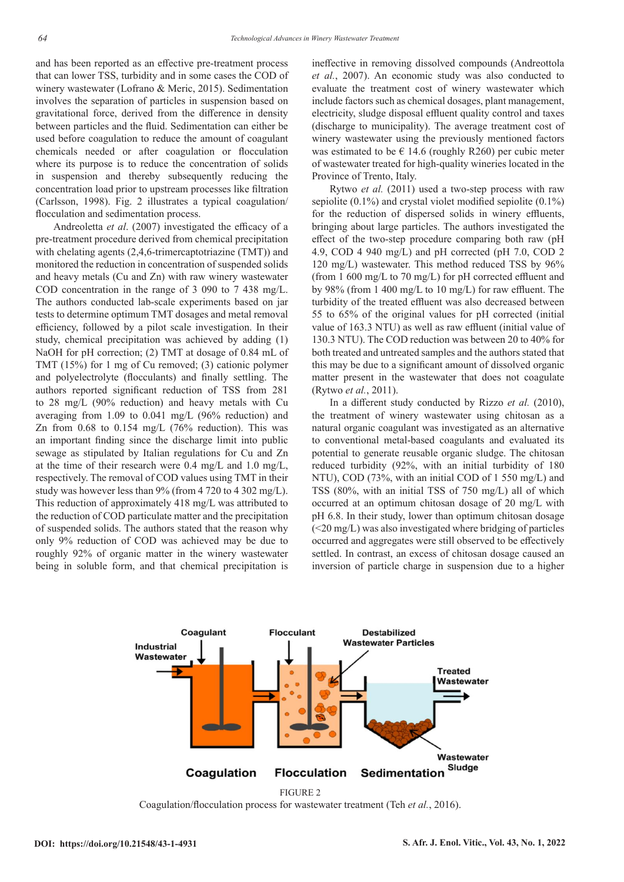and has been reported as an effective pre-treatment process that can lower TSS, turbidity and in some cases the COD of winery wastewater (Lofrano & Meric, 2015). Sedimentation involves the separation of particles in suspension based on gravitational force, derived from the difference in density between particles and the fluid. Sedimentation can either be used before coagulation to reduce the amount of coagulant chemicals needed or after coagulation or flocculation where its purpose is to reduce the concentration of solids in suspension and thereby subsequently reducing the concentration load prior to upstream processes like filtration (Carlsson, 1998). Fig. 2 illustrates a typical coagulation/flocculation and sedimentation process.

Andreoletta *et al*. (2007) investigated the efficacy of a pre-treatment procedure derived from chemical precipitation with chelating agents (2,4,6-trimercaptotriazine (TMT)) and monitored the reduction in concentration of suspended solids and heavy metals (Cu and Zn) with raw winery wastewater COD concentration in the range of 3 090 to 7 438 mg/L. The authors conducted lab-scale experiments based on jar tests to determine optimum TMT dosages and metal removal efficiency, followed by a pilot scale investigation. In their study, chemical precipitation was achieved by adding (1) NaOH for pH correction; (2) TMT at dosage of 0.84 mL of TMT (15%) for 1 mg of Cu removed; (3) cationic polymer and polyelectrolyte (flocculants) and finally settling. The authors reported significant reduction of TSS from 281 to 28 mg/L (90% reduction) and heavy metals with Cu averaging from 1.09 to 0.041 mg/L (96% reduction) and Zn from 0.68 to 0.154 mg/L (76% reduction). This was an important finding since the discharge limit into public sewage as stipulated by Italian regulations for Cu and Zn at the time of their research were 0.4 mg/L and 1.0 mg/L, respectively. The removal of COD values using TMT in their study was however less than 9% (from 4 720 to 4 302 mg/L). This reduction of approximately 418 mg/L was attributed to the reduction of COD particulate matter and the precipitation of suspended solids. The authors stated that the reason why only 9% reduction of COD was achieved may be due to roughly 92% of organic matter in the winery wastewater being in soluble form, and that chemical precipitation is ineffective in removing dissolved compounds (Andreottola *et al.*, 2007). An economic study was also conducted to evaluate the treatment cost of winery wastewater which include factors such as chemical dosages, plant management, electricity, sludge disposal effluent quality control and taxes (discharge to municipality). The average treatment cost of winery wastewater using the previously mentioned factors was estimated to be € 14.6 (roughly R260) per cubic meter of wastewater treated for high-quality wineries located in the Province of Trento, Italy.

Rytwo *et al.* (2011) used a two-step process with raw sepiolite (0.1%) and crystal violet modified sepiolite (0.1%) for the reduction of dispersed solids in winery effluents, bringing about large particles. The authors investigated the effect of the two-step procedure comparing both raw (pH 4.9, COD 4 940 mg/L) and pH corrected (pH 7.0, COD 2 120 mg/L) wastewater. This method reduced TSS by 96% (from 1 600 mg/L to 70 mg/L) for pH corrected effluent and by 98% (from 1 400 mg/L to 10 mg/L) for raw effluent. The turbidity of the treated effluent was also decreased between 55 to 65% of the original values for pH corrected (initial value of 163.3 NTU) as well as raw effluent (initial value of 130.3 NTU). The COD reduction was between 20 to 40% for both treated and untreated samples and the authors stated that this may be due to a significant amount of dissolved organic matter present in the wastewater that does not coagulate (Rytwo *et al.*, 2011).

In a different study conducted by Rizzo *et al.* (2010), the treatment of winery wastewater using chitosan as a natural organic coagulant was investigated as an alternative to conventional metal-based coagulants and evaluated its potential to generate reusable organic sludge. The chitosan reduced turbidity (92%, with an initial turbidity of 180 NTU), COD (73%, with an initial COD of 1 550 mg/L) and TSS (80%, with an initial TSS of 750 mg/L) all of which occurred at an optimum chitosan dosage of 20 mg/L with pH 6.8. In their study, lower than optimum chitosan dosage (<20 mg/L) was also investigated where bridging of particles occurred and aggregates were still observed to be effectively settled. In contrast, an excess of chitosan dosage caused an inversion of particle charge in suspension due to a higher

FIGURE 2
Coagulation/flocculation process for wastewater treatment (Teh *et al.*, 2016).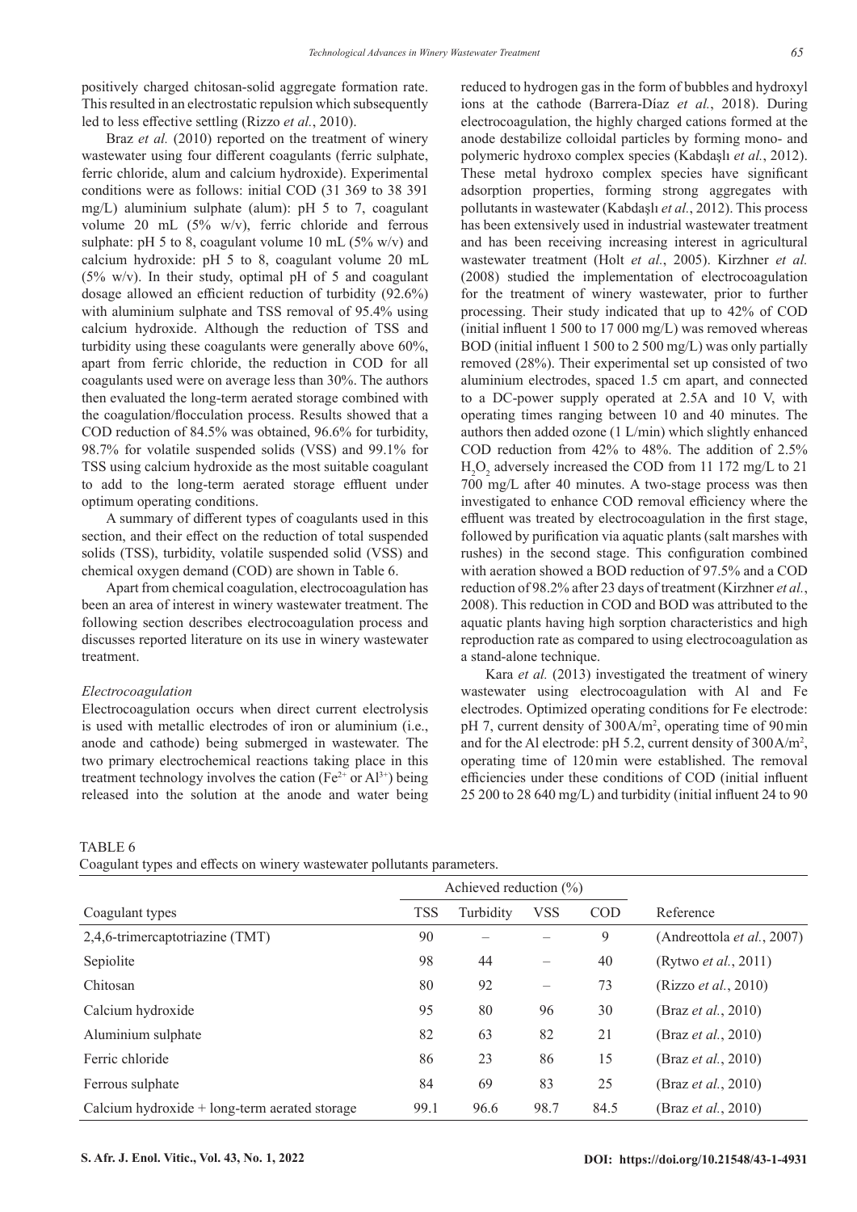positively charged chitosan-solid aggregate formation rate. This resulted in an electrostatic repulsion which subsequently led to less effective settling (Rizzo *et al.*, 2010).

Braz *et al.* (2010) reported on the treatment of winery wastewater using four different coagulants (ferric sulphate, ferric chloride, alum and calcium hydroxide). Experimental conditions were as follows: initial COD (31 369 to 38 391 mg/L) aluminium sulphate (alum): pH 5 to 7, coagulant volume 20 mL (5% w/v), ferric chloride and ferrous sulphate: pH 5 to 8, coagulant volume 10 mL (5% w/v) and calcium hydroxide: pH 5 to 8, coagulant volume 20 mL (5% w/v). In their study, optimal pH of 5 and coagulant dosage allowed an efficient reduction of turbidity (92.6%) with aluminium sulphate and TSS removal of 95.4% using calcium hydroxide. Although the reduction of TSS and turbidity using these coagulants were generally above 60%, apart from ferric chloride, the reduction in COD for all coagulants used were on average less than 30%. The authors then evaluated the long-term aerated storage combined with the coagulation/flocculation process. Results showed that a COD reduction of 84.5% was obtained, 96.6% for turbidity, 98.7% for volatile suspended solids (VSS) and 99.1% for TSS using calcium hydroxide as the most suitable coagulant to add to the long-term aerated storage effluent under optimum operating conditions.

A summary of different types of coagulants used in this section, and their effect on the reduction of total suspended solids (TSS), turbidity, volatile suspended solid (VSS) and chemical oxygen demand (COD) are shown in Table 6.

Apart from chemical coagulation, electrocoagulation has been an area of interest in winery wastewater treatment. The following section describes electrocoagulation process and discusses reported literature on its use in winery wastewater treatment.

### *Electrocoagulation*

Electrocoagulation occurs when direct current electrolysis is used with metallic electrodes of iron or aluminium (i.e., anode and cathode) being submerged in wastewater. The two primary electrochemical reactions taking place in this treatment technology involves the cation ($Fe^{2+}$ or $Al^{3+}$) being released into the solution at the anode and water being reduced to hydrogen gas in the form of bubbles and hydroxyl ions at the cathode (Barrera-Díaz *et al.*, 2018). During electrocoagulation, the highly charged cations formed at the anode destabilize colloidal particles by forming mono- and polymeric hydroxo complex species (Kabdaşlı *et al.*, 2012). These metal hydroxo complex species have significant adsorption properties, forming strong aggregates with pollutants in wastewater (Kabdaşlı *et al.*, 2012). This process has been extensively used in industrial wastewater treatment and has been receiving increasing interest in agricultural wastewater treatment (Holt *et al.*, 2005). Kirzhner *et al.* (2008) studied the implementation of electrocoagulation for the treatment of winery wastewater, prior to further processing. Their study indicated that up to 42% of COD (initial influent 1 500 to 17 000 mg/L) was removed whereas BOD (initial influent 1 500 to 2 500 mg/L) was only partially removed (28%). Their experimental set up consisted of two aluminium electrodes, spaced 1.5 cm apart, and connected to a DC-power supply operated at 2.5A and 10 V, with operating times ranging between 10 and 40 minutes. The authors then added ozone (1 L/min) which slightly enhanced COD reduction from 42% to 48%. The addition of 2.5% $H_2O_2$ adversely increased the COD from 11 172 mg/L to 21 700 mg/L after 40 minutes. A two-stage process was then investigated to enhance COD removal efficiency where the effluent was treated by electrocoagulation in the first stage, followed by purification via aquatic plants (salt marshes with rushes) in the second stage. This configuration combined with aeration showed a BOD reduction of 97.5% and a COD reduction of 98.2% after 23 days of treatment (Kirzhner *et al.*, 2008). This reduction in COD and BOD was attributed to the aquatic plants having high sorption characteristics and high reproduction rate as compared to using electrocoagulation as a stand-alone technique.

Kara *et al.* (2013) investigated the treatment of winery wastewater using electrocoagulation with Al and Fe electrodes. Optimized operating conditions for Fe electrode: pH 7, current density of 300 A/m², operating time of 90 min and for the Al electrode: pH 5.2, current density of 300 A/m², operating time of 120 min were established. The removal efficiencies under these conditions of COD (initial influent 25 200 to 28 640 mg/L) and turbidity (initial influent 24 to 90

TABLE 6
Coagulant types and effects on winery wastewater pollutants parameters.

| | Achieved reduction (%) | | | | |
|---|---|---|---|---|---|
| Coagulant types | TSS | Turbidity | VSS | COD | Reference |
| 2,4,6-trimercaptotriazine (TMT) | 90 | – | – | 9 | (Andreottola *et al.*, 2007) |
| Sepiolite | 98 | 44 | – | 40 | (Rytwo *et al.*, 2011) |
| Chitosan | 80 | 92 | – | 73 | (Rizzo *et al.*, 2010) |
| Calcium hydroxide | 95 | 80 | 96 | 30 | (Braz *et al.*, 2010) |
| Aluminium sulphate | 82 | 63 | 82 | 21 | (Braz *et al.*, 2010) |
| Ferric chloride | 86 | 23 | 86 | 15 | (Braz *et al.*, 2010) |
| Ferrous sulphate | 84 | 69 | 83 | 25 | (Braz *et al.*, 2010) |
| Calcium hydroxide + long-term aerated storage | 99.1 | 96.6 | 98.7 | 84.5 | (Braz *et al.*, 2010) |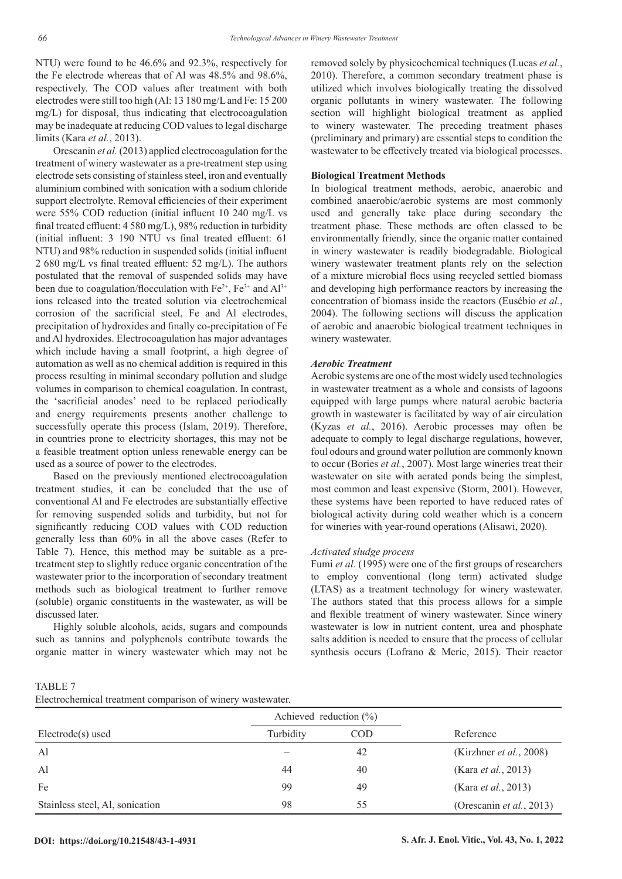NTU) were found to be 46.6% and 92.3%, respectively for the Fe electrode whereas that of Al was 48.5% and 98.6%, respectively. The COD values after treatment with both electrodes were still too high (Al: 13 180 mg/L and Fe: 15 200 mg/L) for disposal, thus indicating that electrocoagulation may be inadequate at reducing COD values to legal discharge limits (Kara *et al.*, 2013).

Orescanin *et al.* (2013) applied electrocoagulation for the treatment of winery wastewater as a pre-treatment step using electrode sets consisting of stainless steel, iron and eventually aluminium combined with sonication with a sodium chloride support electrolyte. Removal efficiencies of their experiment were 55% COD reduction (initial influent 10 240 mg/L vs final treated effluent: 4 580 mg/L), 98% reduction in turbidity (initial influent: 3 190 NTU vs final treated effluent: 61 NTU) and 98% reduction in suspended solids (initial influent 2 680 mg/L vs final treated effluent: 52 mg/L). The authors postulated that the removal of suspended solids may have been due to coagulation/flocculation with $Fe^{2+}$, $Fe^{3+}$ and $Al^{3+}$ ions released into the treated solution via electrochemical corrosion of the sacrificial steel, Fe and Al electrodes, precipitation of hydroxides and finally co-precipitation of Fe and Al hydroxides. Electrocoagulation has major advantages which include having a small footprint, a high degree of automation as well as no chemical addition is required in this process resulting in minimal secondary pollution and sludge volumes in comparison to chemical coagulation. In contrast, the 'sacrificial anodes' need to be replaced periodically and energy requirements presents another challenge to successfully operate this process (Islam, 2019). Therefore, in countries prone to electricity shortages, this may not be a feasible treatment option unless renewable energy can be used as a source of power to the electrodes.

Based on the previously mentioned electrocoagulation treatment studies, it can be concluded that the use of conventional Al and Fe electrodes are substantially effective for removing suspended solids and turbidity, but not for significantly reducing COD values with COD reduction generally less than 60% in all the above cases (Refer to Table 7). Hence, this method may be suitable as a pre-treatment step to slightly reduce organic concentration of the wastewater prior to the incorporation of secondary treatment methods such as biological treatment to further remove (soluble) organic constituents in the wastewater, as will be discussed later.

Highly soluble alcohols, acids, sugars and compounds such as tannins and polyphenols contribute towards the organic matter in winery wastewater which may not be removed solely by physicochemical techniques (Lucas *et al.*, 2010). Therefore, a common secondary treatment phase is utilized which involves biologically treating the dissolved organic pollutants in winery wastewater. The following section will highlight biological treatment as applied to winery wastewater. The preceding treatment phases (preliminary and primary) are essential steps to condition the wastewater to be effectively treated via biological processes.

**Biological Treatment Methods**

In biological treatment methods, aerobic, anaerobic and combined anaerobic/aerobic systems are most commonly used and generally take place during secondary the treatment phase. These methods are often classed to be environmentally friendly, since the organic matter contained in winery wastewater is readily biodegradable. Biological winery wastewater treatment plants rely on the selection of a mixture microbial flocs using recycled settled biomass and developing high performance reactors by increasing the concentration of biomass inside the reactors (Eusébio *et al.*, 2004). The following sections will discuss the application of aerobic and anaerobic biological treatment techniques in winery wastewater.

***Aerobic Treatment***

Aerobic systems are one of the most widely used technologies in wastewater treatment as a whole and consists of lagoons equipped with large pumps where natural aerobic bacteria growth in wastewater is facilitated by way of air circulation (Kyzas *et al.*, 2016). Aerobic processes may often be adequate to comply to legal discharge regulations, however, foul odours and ground water pollution are commonly known to occur (Bories *et al.*, 2007). Most large wineries treat their wastewater on site with aerated ponds being the simplest, most common and least expensive (Storm, 2001). However, these systems have been reported to have reduced rates of biological activity during cold weather which is a concern for wineries with year-round operations (Alisawi, 2020).

*Activated sludge process*

Fumi *et al.* (1995) were one of the first groups of researchers to employ conventional (long term) activated sludge (LTAS) as a treatment technology for winery wastewater. The authors stated that this process allows for a simple and flexible treatment of winery wastewater. Since winery wastewater is low in nutrient content, urea and phosphate salts addition is needed to ensure that the process of cellular synthesis occurs (Lofrano & Meric, 2015). Their reactor

TABLE 7
Electrochemical treatment comparison of winery wastewater.

| Electrode(s) used | Achieved reduction (%) | | Reference |
|---|---|---|---|
| | Turbidity | COD | |
| Al | – | 42 | (Kirzhner *et al.*, 2008) |
| Al | 44 | 40 | (Kara *et al.*, 2013) |
| Fe | 99 | 49 | (Kara *et al.*, 2013) |
| Stainless steel, Al, sonication | 98 | 55 | (Orescanin *et al.*, 2013) |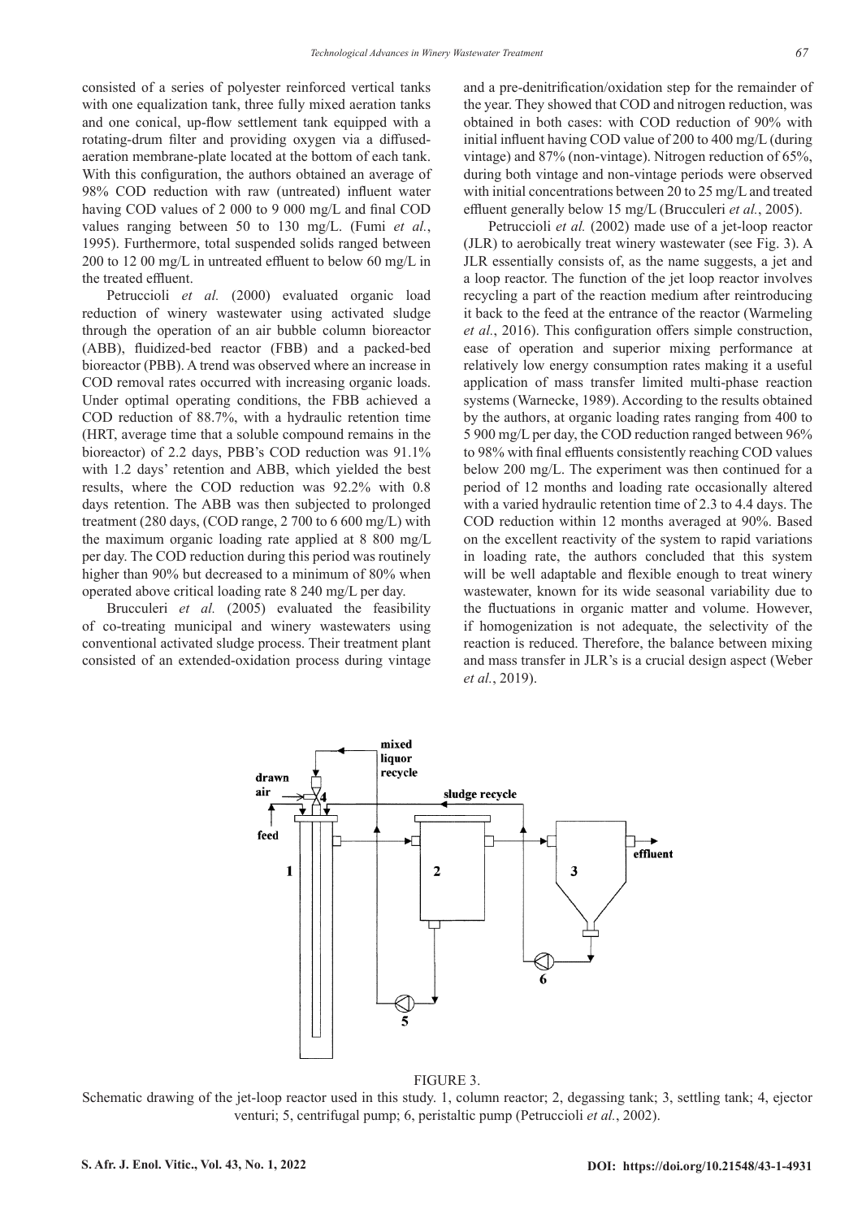consisted of a series of polyester reinforced vertical tanks with one equalization tank, three fully mixed aeration tanks and one conical, up-flow settlement tank equipped with a rotating-drum filter and providing oxygen via a diffused-aeration membrane-plate located at the bottom of each tank. With this configuration, the authors obtained an average of 98% COD reduction with raw (untreated) influent water having COD values of 2 000 to 9 000 mg/L and final COD values ranging between 50 to 130 mg/L. (Fumi *et al.*, 1995). Furthermore, total suspended solids ranged between 200 to 12 00 mg/L in untreated effluent to below 60 mg/L in the treated effluent.

Petruccioli *et al.* (2000) evaluated organic load reduction of winery wastewater using activated sludge through the operation of an air bubble column bioreactor (ABB), fluidized-bed reactor (FBB) and a packed-bed bioreactor (PBB). A trend was observed where an increase in COD removal rates occurred with increasing organic loads. Under optimal operating conditions, the FBB achieved a COD reduction of 88.7%, with a hydraulic retention time (HRT, average time that a soluble compound remains in the bioreactor) of 2.2 days, PBB's COD reduction was 91.1% with 1.2 days' retention and ABB, which yielded the best results, where the COD reduction was 92.2% with 0.8 days retention. The ABB was then subjected to prolonged treatment (280 days, (COD range, 2 700 to 6 600 mg/L) with the maximum organic loading rate applied at 8 800 mg/L per day. The COD reduction during this period was routinely higher than 90% but decreased to a minimum of 80% when operated above critical loading rate 8 240 mg/L per day.

Brucculeri *et al.* (2005) evaluated the feasibility of co-treating municipal and winery wastewaters using conventional activated sludge process. Their treatment plant consisted of an extended-oxidation process during vintage and a pre-denitrification/oxidation step for the remainder of the year. They showed that COD and nitrogen reduction, was obtained in both cases: with COD reduction of 90% with initial influent having COD value of 200 to 400 mg/L (during vintage) and 87% (non-vintage). Nitrogen reduction of 65%, during both vintage and non-vintage periods were observed with initial concentrations between 20 to 25 mg/L and treated effluent generally below 15 mg/L (Brucculeri *et al.*, 2005).

Petruccioli *et al.* (2002) made use of a jet-loop reactor (JLR) to aerobically treat winery wastewater (see Fig. 3). A JLR essentially consists of, as the name suggests, a jet and a loop reactor. The function of the jet loop reactor involves recycling a part of the reaction medium after reintroducing it back to the feed at the entrance of the reactor (Warmeling *et al.*, 2016). This configuration offers simple construction, ease of operation and superior mixing performance at relatively low energy consumption rates making it a useful application of mass transfer limited multi-phase reaction systems (Warnecke, 1989). According to the results obtained by the authors, at organic loading rates ranging from 400 to 5 900 mg/L per day, the COD reduction ranged between 96% to 98% with final effluents consistently reaching COD values below 200 mg/L. The experiment was then continued for a period of 12 months and loading rate occasionally altered with a varied hydraulic retention time of 2.3 to 4.4 days. The COD reduction within 12 months averaged at 90%. Based on the excellent reactivity of the system to rapid variations in loading rate, the authors concluded that this system will be well adaptable and flexible enough to treat winery wastewater, known for its wide seasonal variability due to the fluctuations in organic matter and volume. However, if homogenization is not adequate, the selectivity of the reaction is reduced. Therefore, the balance between mixing and mass transfer in JLR's is a crucial design aspect (Weber *et al.*, 2019).

FIGURE 3.

Schematic drawing of the jet-loop reactor used in this study. 1, column reactor; 2, degassing tank; 3, settling tank; 4, ejector venturi; 5, centrifugal pump; 6, peristaltic pump (Petruccioli *et al.*, 2002).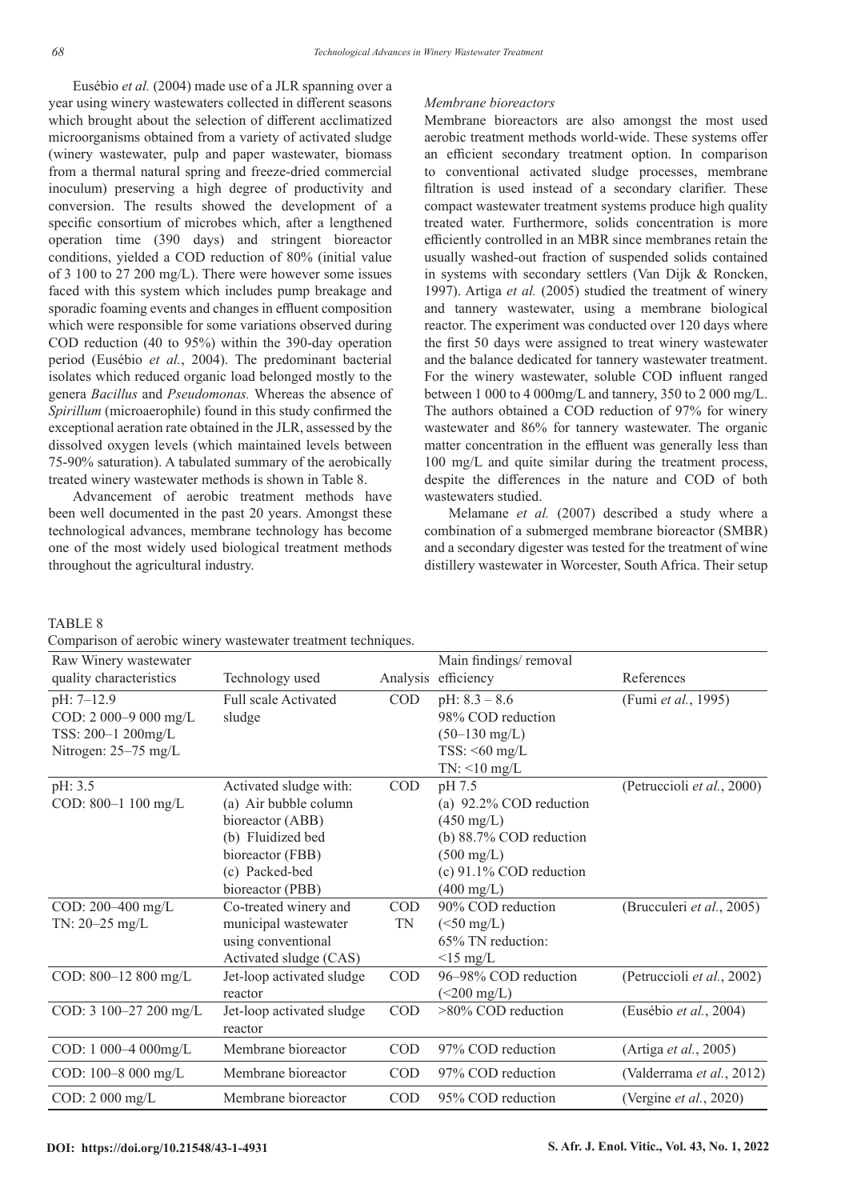Eusébio *et al.* (2004) made use of a JLR spanning over a year using winery wastewaters collected in different seasons which brought about the selection of different acclimatized microorganisms obtained from a variety of activated sludge (winery wastewater, pulp and paper wastewater, biomass from a thermal natural spring and freeze-dried commercial inoculum) preserving a high degree of productivity and conversion. The results showed the development of a specific consortium of microbes which, after a lengthened operation time (390 days) and stringent bioreactor conditions, yielded a COD reduction of 80% (initial value of 3 100 to 27 200 mg/L). There were however some issues faced with this system which includes pump breakage and sporadic foaming events and changes in effluent composition which were responsible for some variations observed during COD reduction (40 to 95%) within the 390-day operation period (Eusébio *et al.*, 2004). The predominant bacterial isolates which reduced organic load belonged mostly to the genera *Bacillus* and *Pseudomonas.* Whereas the absence of *Spirillum* (microaerophile) found in this study confirmed the exceptional aeration rate obtained in the JLR, assessed by the dissolved oxygen levels (which maintained levels between 75-90% saturation). A tabulated summary of the aerobically treated winery wastewater methods is shown in Table 8.

Advancement of aerobic treatment methods have been well documented in the past 20 years. Amongst these technological advances, membrane technology has become one of the most widely used biological treatment methods throughout the agricultural industry.

*Membrane bioreactors*

Membrane bioreactors are also amongst the most used aerobic treatment methods world-wide. These systems offer an efficient secondary treatment option. In comparison to conventional activated sludge processes, membrane filtration is used instead of a secondary clarifier. These compact wastewater treatment systems produce high quality treated water. Furthermore, solids concentration is more efficiently controlled in an MBR since membranes retain the usually washed-out fraction of suspended solids contained in systems with secondary settlers (Van Dijk & Roncken, 1997). Artiga *et al.* (2005) studied the treatment of winery and tannery wastewater, using a membrane biological reactor. The experiment was conducted over 120 days where the first 50 days were assigned to treat winery wastewater and the balance dedicated for tannery wastewater treatment. For the winery wastewater, soluble COD influent ranged between 1 000 to 4 000mg/L and tannery, 350 to 2 000 mg/L. The authors obtained a COD reduction of 97% for winery wastewater and 86% for tannery wastewater. The organic matter concentration in the effluent was generally less than 100 mg/L and quite similar during the treatment process, despite the differences in the nature and COD of both wastewaters studied.

Melamane *et al.* (2007) described a study where a combination of a submerged membrane bioreactor (SMBR) and a secondary digester was tested for the treatment of wine distillery wastewater in Worcester, South Africa. Their setup

TABLE 8

Comparison of aerobic winery wastewater treatment techniques.

| Raw Winery wastewater quality characteristics | Technology used | Analysis | Main findings/ removal efficiency | References |
|---|---|---|---|---|
| pH: 7–12.9<br>COD: 2 000–9 000 mg/L<br>TSS: 200–1 200mg/L<br>Nitrogen: 25–75 mg/L | Full scale Activated sludge | COD | pH: 8.3 – 8.6<br>98% COD reduction<br>(50–130 mg/L)<br>TSS: <60 mg/L<br>TN: <10 mg/L | (Fumi *et al.*, 1995) |
| pH: 3.5<br>COD: 800–1 100 mg/L | Activated sludge with:<br>(a) Air bubble column bioreactor (ABB)<br>(b) Fluidized bed bioreactor (FBB)<br>(c) Packed-bed bioreactor (PBB) | COD | pH 7.5<br>(a) 92.2% COD reduction (450 mg/L)<br>(b) 88.7% COD reduction (500 mg/L)<br>(c) 91.1% COD reduction (400 mg/L) | (Petruccioli *et al.*, 2000) |
| COD: 200–400 mg/L<br>TN: 20–25 mg/L | Co-treated winery and municipal wastewater using conventional Activated sludge (CAS) | COD<br>TN | 90% COD reduction<br>(<50 mg/L)<br>65% TN reduction:<br><15 mg/L | (Brucculeri *et al.*, 2005) |
| COD: 800–12 800 mg/L | Jet-loop activated sludge reactor | COD | 96–98% COD reduction<br>(<200 mg/L) | (Petruccioli *et al.*, 2002) |
| COD: 3 100–27 200 mg/L | Jet-loop activated sludge reactor | COD | >80% COD reduction | (Eusébio *et al.*, 2004) |
| COD: 1 000–4 000mg/L | Membrane bioreactor | COD | 97% COD reduction | (Artiga *et al.*, 2005) |
| COD: 100–8 000 mg/L | Membrane bioreactor | COD | 97% COD reduction | (Valderrama *et al.*, 2012) |
| COD: 2 000 mg/L | Membrane bioreactor | COD | 95% COD reduction | (Vergine *et al.*, 2020) |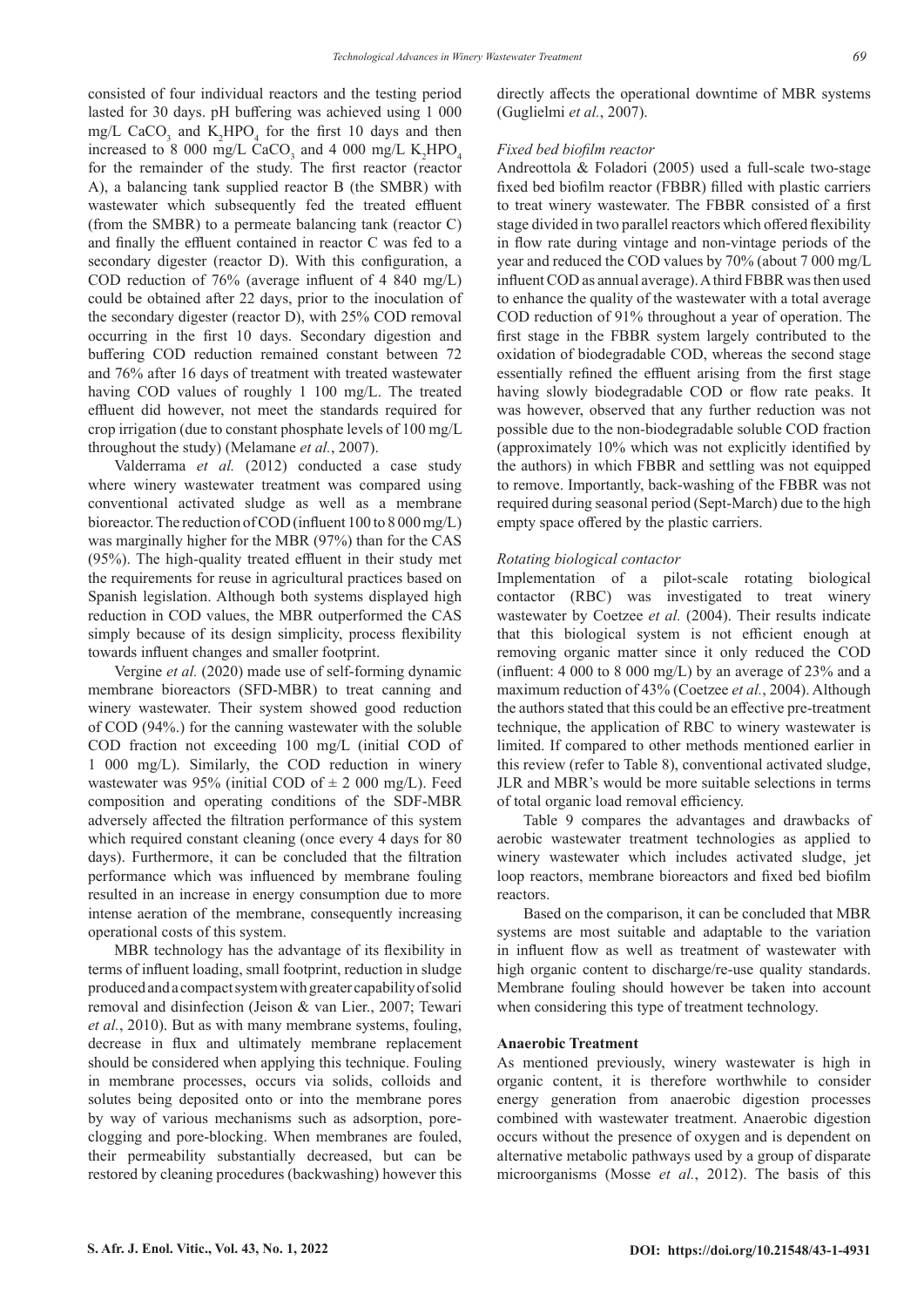consisted of four individual reactors and the testing period lasted for 30 days. pH buffering was achieved using 1 000 mg/L $CaCO_3$ and $K_2HPO_4$ for the first 10 days and then increased to 8 000 mg/L $CaCO_3$ and 4 000 mg/L $K_2HPO_4$ for the remainder of the study. The first reactor (reactor A), a balancing tank supplied reactor B (the SMBR) with wastewater which subsequently fed the treated effluent (from the SMBR) to a permeate balancing tank (reactor C) and finally the effluent contained in reactor C was fed to a secondary digester (reactor D). With this configuration, a COD reduction of 76% (average influent of 4 840 mg/L) could be obtained after 22 days, prior to the inoculation of the secondary digester (reactor D), with 25% COD removal occurring in the first 10 days. Secondary digestion and buffering COD reduction remained constant between 72 and 76% after 16 days of treatment with treated wastewater having COD values of roughly 1 100 mg/L. The treated effluent did however, not meet the standards required for crop irrigation (due to constant phosphate levels of 100 mg/L throughout the study) (Melamane *et al.*, 2007).

Valderrama *et al.* (2012) conducted a case study where winery wastewater treatment was compared using conventional activated sludge as well as a membrane bioreactor. The reduction of COD (influent 100 to 8 000 mg/L) was marginally higher for the MBR (97%) than for the CAS (95%). The high-quality treated effluent in their study met the requirements for reuse in agricultural practices based on Spanish legislation. Although both systems displayed high reduction in COD values, the MBR outperformed the CAS simply because of its design simplicity, process flexibility towards influent changes and smaller footprint.

Vergine *et al.* (2020) made use of self-forming dynamic membrane bioreactors (SFD-MBR) to treat canning and winery wastewater. Their system showed good reduction of COD (94%.) for the canning wastewater with the soluble COD fraction not exceeding 100 mg/L (initial COD of 1 000 mg/L). Similarly, the COD reduction in winery wastewater was 95% (initial COD of ± 2 000 mg/L). Feed composition and operating conditions of the SDF-MBR adversely affected the filtration performance of this system which required constant cleaning (once every 4 days for 80 days). Furthermore, it can be concluded that the filtration performance which was influenced by membrane fouling resulted in an increase in energy consumption due to more intense aeration of the membrane, consequently increasing operational costs of this system.

MBR technology has the advantage of its flexibility in terms of influent loading, small footprint, reduction in sludge produced and a compact system with greater capability of solid removal and disinfection (Jeison & van Lier., 2007; Tewari *et al.*, 2010). But as with many membrane systems, fouling, decrease in flux and ultimately membrane replacement should be considered when applying this technique. Fouling in membrane processes, occurs via solids, colloids and solutes being deposited onto or into the membrane pores by way of various mechanisms such as adsorption, pore-clogging and pore-blocking. When membranes are fouled, their permeability substantially decreased, but can be restored by cleaning procedures (backwashing) however this directly affects the operational downtime of MBR systems (Guglielmi *et al.*, 2007).

*Fixed bed biofilm reactor*

Andreottola & Foladori (2005) used a full-scale two-stage fixed bed biofilm reactor (FBBR) filled with plastic carriers to treat winery wastewater. The FBBR consisted of a first stage divided in two parallel reactors which offered flexibility in flow rate during vintage and non-vintage periods of the year and reduced the COD values by 70% (about 7 000 mg/L influent COD as annual average). A third FBBR was then used to enhance the quality of the wastewater with a total average COD reduction of 91% throughout a year of operation. The first stage in the FBBR system largely contributed to the oxidation of biodegradable COD, whereas the second stage essentially refined the effluent arising from the first stage having slowly biodegradable COD or flow rate peaks. It was however, observed that any further reduction was not possible due to the non-biodegradable soluble COD fraction (approximately 10% which was not explicitly identified by the authors) in which FBBR and settling was not equipped to remove. Importantly, back-washing of the FBBR was not required during seasonal period (Sept-March) due to the high empty space offered by the plastic carriers.

*Rotating biological contactor*

Implementation of a pilot-scale rotating biological contactor (RBC) was investigated to treat winery wastewater by Coetzee *et al.* (2004). Their results indicate that this biological system is not efficient enough at removing organic matter since it only reduced the COD (influent: 4 000 to 8 000 mg/L) by an average of 23% and a maximum reduction of 43% (Coetzee *et al.*, 2004). Although the authors stated that this could be an effective pre-treatment technique, the application of RBC to winery wastewater is limited. If compared to other methods mentioned earlier in this review (refer to Table 8), conventional activated sludge, JLR and MBR's would be more suitable selections in terms of total organic load removal efficiency.

Table 9 compares the advantages and drawbacks of aerobic wastewater treatment technologies as applied to winery wastewater which includes activated sludge, jet loop reactors, membrane bioreactors and fixed bed biofilm reactors.

Based on the comparison, it can be concluded that MBR systems are most suitable and adaptable to the variation in influent flow as well as treatment of wastewater with high organic content to discharge/re-use quality standards. Membrane fouling should however be taken into account when considering this type of treatment technology.

**Anaerobic Treatment**

As mentioned previously, winery wastewater is high in organic content, it is therefore worthwhile to consider energy generation from anaerobic digestion processes combined with wastewater treatment. Anaerobic digestion occurs without the presence of oxygen and is dependent on alternative metabolic pathways used by a group of disparate microorganisms (Mosse *et al.*, 2012). The basis of this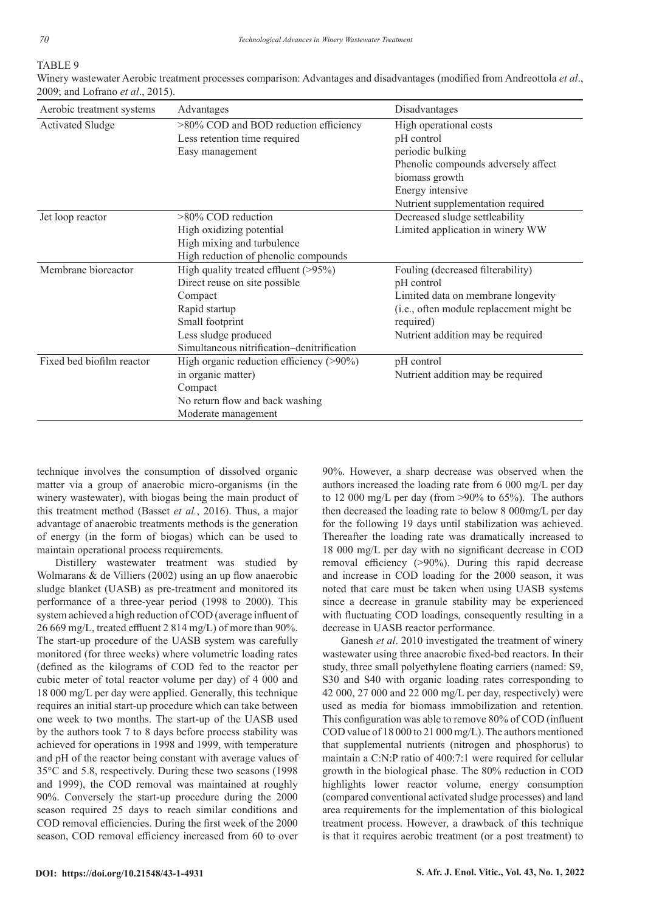TABLE 9

Winery wastewater Aerobic treatment processes comparison: Advantages and disadvantages (modified from Andreottola *et al*., 2009; and Lofrano *et al*., 2015).

| Aerobic treatment systems | Advantages | Disadvantages |
|---|---|---|
| Activated Sludge | >80% COD and BOD reduction efficiency<br>Less retention time required<br>Easy management | High operational costs<br>pH control<br>periodic bulking<br>Phenolic compounds adversely affect biomass growth<br>Energy intensive<br>Nutrient supplementation required |
| Jet loop reactor | >80% COD reduction<br>High oxidizing potential<br>High mixing and turbulence<br>High reduction of phenolic compounds | Decreased sludge settleability<br>Limited application in winery WW |
| Membrane bioreactor | High quality treated effluent (>95%)<br>Direct reuse on site possible<br>Compact<br>Rapid startup<br>Small footprint<br>Less sludge produced<br>Simultaneous nitrification–denitrification | Fouling (decreased filterability)<br>pH control<br>Limited data on membrane longevity (i.e., often module replacement might be required)<br>Nutrient addition may be required |
| Fixed bed biofilm reactor | High organic reduction efficiency (>90%) in organic matter)<br>Compact<br>No return flow and back washing<br>Moderate management | pH control<br>Nutrient addition may be required |

technique involves the consumption of dissolved organic matter via a group of anaerobic micro-organisms (in the winery wastewater), with biogas being the main product of this treatment method (Basset *et al.*, 2016). Thus, a major advantage of anaerobic treatments methods is the generation of energy (in the form of biogas) which can be used to maintain operational process requirements.

Distillery wastewater treatment was studied by Wolmarans & de Villiers (2002) using an up flow anaerobic sludge blanket (UASB) as pre-treatment and monitored its performance of a three-year period (1998 to 2000). This system achieved a high reduction of COD (average influent of 26 669 mg/L, treated effluent 2 814 mg/L) of more than 90%. The start-up procedure of the UASB system was carefully monitored (for three weeks) where volumetric loading rates (defined as the kilograms of COD fed to the reactor per cubic meter of total reactor volume per day) of 4 000 and 18 000 mg/L per day were applied. Generally, this technique requires an initial start-up procedure which can take between one week to two months. The start-up of the UASB used by the authors took 7 to 8 days before process stability was achieved for operations in 1998 and 1999, with temperature and pH of the reactor being constant with average values of 35°C and 5.8, respectively. During these two seasons (1998 and 1999), the COD removal was maintained at roughly 90%. Conversely the start-up procedure during the 2000 season required 25 days to reach similar conditions and COD removal efficiencies. During the first week of the 2000 season, COD removal efficiency increased from 60 to over 90%. However, a sharp decrease was observed when the authors increased the loading rate from 6 000 mg/L per day to 12 000 mg/L per day (from >90% to 65%). The authors then decreased the loading rate to below 8 000mg/L per day for the following 19 days until stabilization was achieved. Thereafter the loading rate was dramatically increased to 18 000 mg/L per day with no significant decrease in COD removal efficiency (>90%). During this rapid decrease and increase in COD loading for the 2000 season, it was noted that care must be taken when using UASB systems since a decrease in granule stability may be experienced with fluctuating COD loadings, consequently resulting in a decrease in UASB reactor performance.

Ganesh *et al*. 2010 investigated the treatment of winery wastewater using three anaerobic fixed-bed reactors. In their study, three small polyethylene floating carriers (named: S9, S30 and S40 with organic loading rates corresponding to 42 000, 27 000 and 22 000 mg/L per day, respectively) were used as media for biomass immobilization and retention. This configuration was able to remove 80% of COD (influent COD value of 18 000 to 21 000 mg/L). The authors mentioned that supplemental nutrients (nitrogen and phosphorus) to maintain a C:N:P ratio of 400:7:1 were required for cellular growth in the biological phase. The 80% reduction in COD highlights lower reactor volume, energy consumption (compared conventional activated sludge processes) and land area requirements for the implementation of this biological treatment process. However, a drawback of this technique is that it requires aerobic treatment (or a post treatment) to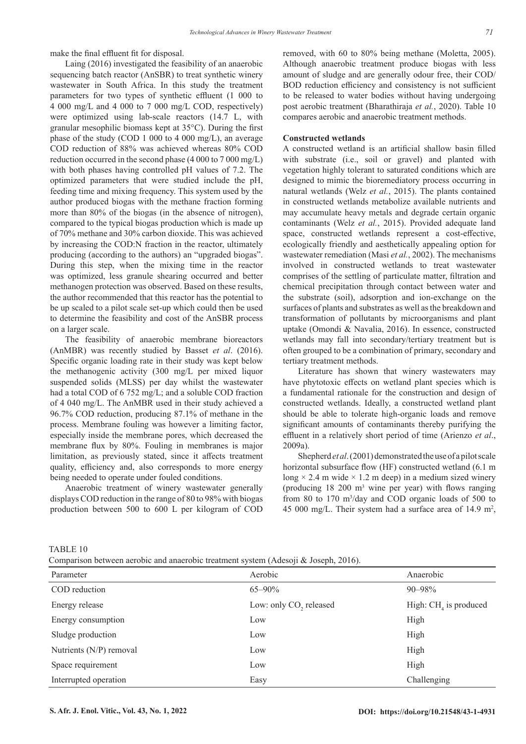make the final effluent fit for disposal.

Laing (2016) investigated the feasibility of an anaerobic sequencing batch reactor (AnSBR) to treat synthetic winery wastewater in South Africa. In this study the treatment parameters for two types of synthetic effluent (1 000 to 4 000 mg/L and 4 000 to 7 000 mg/L COD, respectively) were optimized using lab-scale reactors (14.7 L, with granular mesophilic biomass kept at 35°C). During the first phase of the study (COD 1 000 to 4 000 mg/L), an average COD reduction of 88% was achieved whereas 80% COD reduction occurred in the second phase (4 000 to 7 000 mg/L) with both phases having controlled pH values of 7.2. The optimized parameters that were studied include the pH, feeding time and mixing frequency. This system used by the author produced biogas with the methane fraction forming more than 80% of the biogas (in the absence of nitrogen), compared to the typical biogas production which is made up of 70% methane and 30% carbon dioxide. This was achieved by increasing the COD:N fraction in the reactor, ultimately producing (according to the authors) an "upgraded biogas". During this step, when the mixing time in the reactor was optimized, less granule shearing occurred and better methanogen protection was observed. Based on these results, the author recommended that this reactor has the potential to be up scaled to a pilot scale set-up which could then be used to determine the feasibility and cost of the AnSBR process on a larger scale.

The feasibility of anaerobic membrane bioreactors (AnMBR) was recently studied by Basset *et al*. (2016). Specific organic loading rate in their study was kept below the methanogenic activity (300 mg/L per mixed liquor suspended solids (MLSS) per day whilst the wastewater had a total COD of 6 752 mg/L; and a soluble COD fraction of 4 040 mg/L. The AnMBR used in their study achieved a 96.7% COD reduction, producing 87.1% of methane in the process. Membrane fouling was however a limiting factor, especially inside the membrane pores, which decreased the membrane flux by 80%. Fouling in membranes is major limitation, as previously stated, since it affects treatment quality, efficiency and, also corresponds to more energy being needed to operate under fouled conditions.

Anaerobic treatment of winery wastewater generally displays COD reduction in the range of 80 to 98% with biogas production between 500 to 600 L per kilogram of COD removed, with 60 to 80% being methane (Moletta, 2005). Although anaerobic treatment produce biogas with less amount of sludge and are generally odour free, their COD/BOD reduction efficiency and consistency is not sufficient to be released to water bodies without having undergoing post aerobic treatment (Bharathiraja *et al.*, 2020). Table 10 compares aerobic and anaerobic treatment methods.

### Constructed wetlands

A constructed wetland is an artificial shallow basin filled with substrate (i.e., soil or gravel) and planted with vegetation highly tolerant to saturated conditions which are designed to mimic the bioremediatory process occurring in natural wetlands (Welz *et al.*, 2015). The plants contained in constructed wetlands metabolize available nutrients and may accumulate heavy metals and degrade certain organic contaminants (Welz *et al.*, 2015). Provided adequate land space, constructed wetlands represent a cost-effective, ecologically friendly and aesthetically appealing option for wastewater remediation (Masi *et al.*, 2002). The mechanisms involved in constructed wetlands to treat wastewater comprises of the settling of particulate matter, filtration and chemical precipitation through contact between water and the substrate (soil), adsorption and ion-exchange on the surfaces of plants and substrates as well as the breakdown and transformation of pollutants by microorganisms and plant uptake (Omondi & Navalia, 2016). In essence, constructed wetlands may fall into secondary/tertiary treatment but is often grouped to be a combination of primary, secondary and tertiary treatment methods.

Literature has shown that winery wastewaters may have phytotoxic effects on wetland plant species which is a fundamental rationale for the construction and design of constructed wetlands. Ideally, a constructed wetland plant should be able to tolerate high-organic loads and remove significant amounts of contaminants thereby purifying the effluent in a relatively short period of time (Arienzo *et al*., 2009a).

Shepherd *et al*. (2001) demonstrated the use of a pilot scale horizontal subsurface flow (HF) constructed wetland (6.1 m long × 2.4 m wide × 1.2 m deep) in a medium sized winery (producing 18 200 m³ wine per year) with flows ranging from 80 to 170 m³/day and COD organic loads of 500 to 45 000 mg/L. Their system had a surface area of 14.9 m²,

TABLE 10

Comparison between aerobic and anaerobic treatment system (Adesoji & Joseph, 2016).

| Parameter | Aerobic | Anaerobic |
|---|---|---|
| COD reduction | 65–90% | 90–98% |
| Energy release | Low: only $CO_2$ released | High: $CH_4$ is produced |
| Energy consumption | Low | High |
| Sludge production | Low | High |
| Nutrients (N/P) removal | Low | High |
| Space requirement | Low | High |
| Interrupted operation | Easy | Challenging |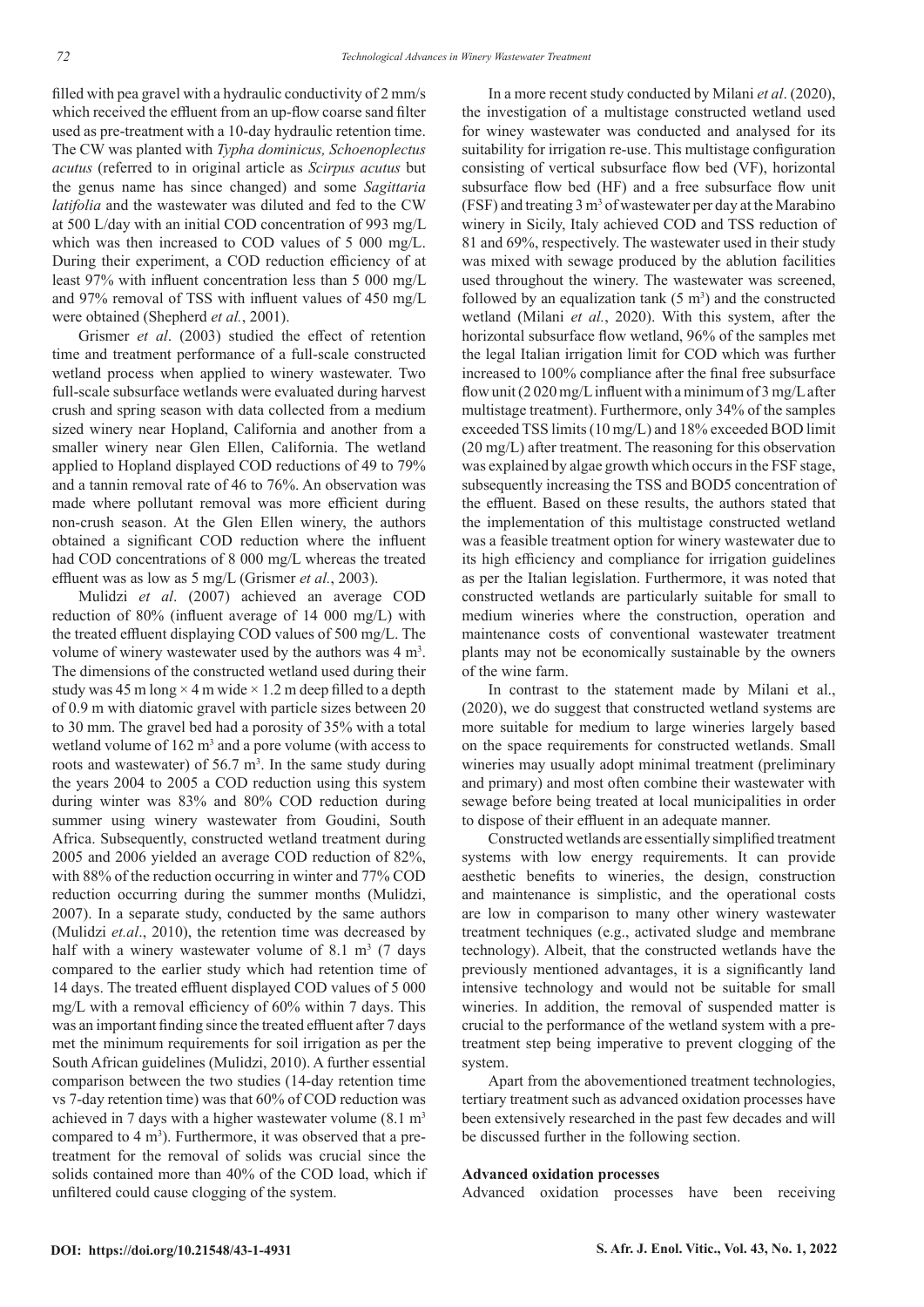filled with pea gravel with a hydraulic conductivity of 2 mm/s which received the effluent from an up-flow coarse sand filter used as pre-treatment with a 10-day hydraulic retention time. The CW was planted with *Typha dominicus, Schoenoplectus acutus* (referred to in original article as *Scirpus acutus* but the genus name has since changed) and some *Sagittaria latifolia* and the wastewater was diluted and fed to the CW at 500 L/day with an initial COD concentration of 993 mg/L which was then increased to COD values of 5 000 mg/L. During their experiment, a COD reduction efficiency of at least 97% with influent concentration less than 5 000 mg/L and 97% removal of TSS with influent values of 450 mg/L were obtained (Shepherd *et al.*, 2001).

Grismer *et al*. (2003) studied the effect of retention time and treatment performance of a full-scale constructed wetland process when applied to winery wastewater. Two full-scale subsurface wetlands were evaluated during harvest crush and spring season with data collected from a medium sized winery near Hopland, California and another from a smaller winery near Glen Ellen, California. The wetland applied to Hopland displayed COD reductions of 49 to 79% and a tannin removal rate of 46 to 76%. An observation was made where pollutant removal was more efficient during non-crush season. At the Glen Ellen winery, the authors obtained a significant COD reduction where the influent had COD concentrations of 8 000 mg/L whereas the treated effluent was as low as 5 mg/L (Grismer *et al.*, 2003).

Mulidzi *et al*. (2007) achieved an average COD reduction of 80% (influent average of 14 000 mg/L) with the treated effluent displaying COD values of 500 mg/L. The volume of winery wastewater used by the authors was 4 $m^3$. The dimensions of the constructed wetland used during their study was 45 m long × 4 m wide × 1.2 m deep filled to a depth of 0.9 m with diatomic gravel with particle sizes between 20 to 30 mm. The gravel bed had a porosity of 35% with a total wetland volume of 162 $m^3$ and a pore volume (with access to roots and wastewater) of 56.7 $m^3$. In the same study during the years 2004 to 2005 a COD reduction using this system during winter was 83% and 80% COD reduction during summer using winery wastewater from Goudini, South Africa. Subsequently, constructed wetland treatment during 2005 and 2006 yielded an average COD reduction of 82%, with 88% of the reduction occurring in winter and 77% COD reduction occurring during the summer months (Mulidzi, 2007). In a separate study, conducted by the same authors (Mulidzi *et.al*., 2010), the retention time was decreased by half with a winery wastewater volume of 8.1 $m^3$ (7 days compared to the earlier study which had retention time of 14 days. The treated effluent displayed COD values of 5 000 mg/L with a removal efficiency of 60% within 7 days. This was an important finding since the treated effluent after 7 days met the minimum requirements for soil irrigation as per the South African guidelines (Mulidzi, 2010). A further essential comparison between the two studies (14-day retention time vs 7-day retention time) was that 60% of COD reduction was achieved in 7 days with a higher wastewater volume (8.1 $m^3$ compared to 4 $m^3$). Furthermore, it was observed that a pre-treatment for the removal of solids was crucial since the solids contained more than 40% of the COD load, which if unfiltered could cause clogging of the system.

In a more recent study conducted by Milani *et al*. (2020), the investigation of a multistage constructed wetland used for winey wastewater was conducted and analysed for its suitability for irrigation re-use. This multistage configuration consisting of vertical subsurface flow bed (VF), horizontal subsurface flow bed (HF) and a free subsurface flow unit (FSF) and treating 3 $m^3$ of wastewater per day at the Marabino winery in Sicily, Italy achieved COD and TSS reduction of 81 and 69%, respectively. The wastewater used in their study was mixed with sewage produced by the ablution facilities used throughout the winery. The wastewater was screened, followed by an equalization tank (5 $m^3$) and the constructed wetland (Milani *et al.*, 2020). With this system, after the horizontal subsurface flow wetland, 96% of the samples met the legal Italian irrigation limit for COD which was further increased to 100% compliance after the final free subsurface flow unit (2 020 mg/L influent with a minimum of 3 mg/L after multistage treatment). Furthermore, only 34% of the samples exceeded TSS limits (10 mg/L) and 18% exceeded BOD limit (20 mg/L) after treatment. The reasoning for this observation was explained by algae growth which occurs in the FSF stage, subsequently increasing the TSS and BOD5 concentration of the effluent. Based on these results, the authors stated that the implementation of this multistage constructed wetland was a feasible treatment option for winery wastewater due to its high efficiency and compliance for irrigation guidelines as per the Italian legislation. Furthermore, it was noted that constructed wetlands are particularly suitable for small to medium wineries where the construction, operation and maintenance costs of conventional wastewater treatment plants may not be economically sustainable by the owners of the wine farm.

In contrast to the statement made by Milani et al., (2020), we do suggest that constructed wetland systems are more suitable for medium to large wineries largely based on the space requirements for constructed wetlands. Small wineries may usually adopt minimal treatment (preliminary and primary) and most often combine their wastewater with sewage before being treated at local municipalities in order to dispose of their effluent in an adequate manner.

Constructed wetlands are essentially simplified treatment systems with low energy requirements. It can provide aesthetic benefits to wineries, the design, construction and maintenance is simplistic, and the operational costs are low in comparison to many other winery wastewater treatment techniques (e.g., activated sludge and membrane technology). Albeit, that the constructed wetlands have the previously mentioned advantages, it is a significantly land intensive technology and would not be suitable for small wineries. In addition, the removal of suspended matter is crucial to the performance of the wetland system with a pre-treatment step being imperative to prevent clogging of the system.

Apart from the abovementioned treatment technologies, tertiary treatment such as advanced oxidation processes have been extensively researched in the past few decades and will be discussed further in the following section.

**Advanced oxidation processes**

Advanced oxidation processes have been receiving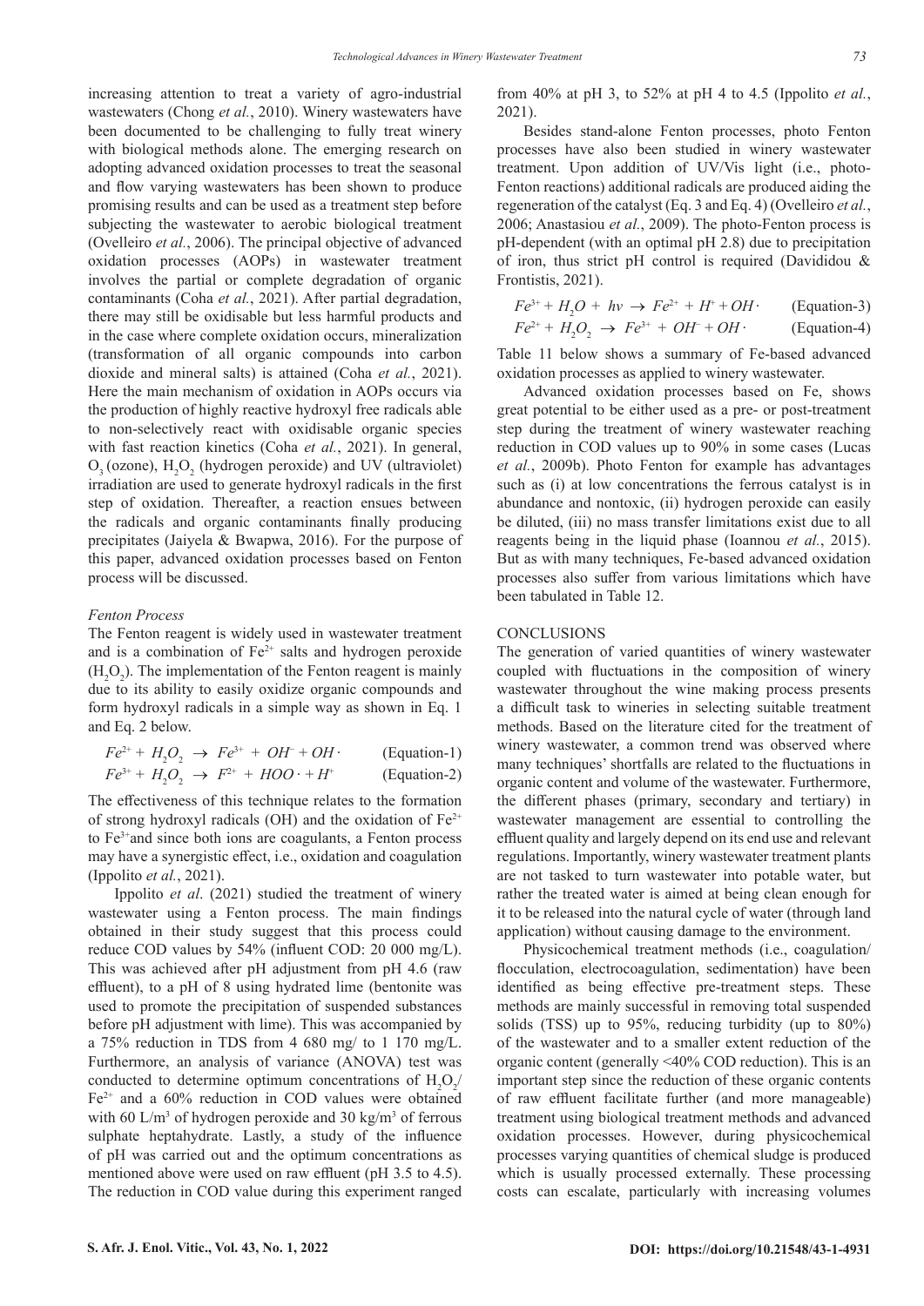increasing attention to treat a variety of agro-industrial wastewaters (Chong *et al.*, 2010). Winery wastewaters have been documented to be challenging to fully treat winery with biological methods alone. The emerging research on adopting advanced oxidation processes to treat the seasonal and flow varying wastewaters has been shown to produce promising results and can be used as a treatment step before subjecting the wastewater to aerobic biological treatment (Ovelleiro *et al.*, 2006). The principal objective of advanced oxidation processes (AOPs) in wastewater treatment involves the partial or complete degradation of organic contaminants (Coha *et al.*, 2021). After partial degradation, there may still be oxidisable but less harmful products and in the case where complete oxidation occurs, mineralization (transformation of all organic compounds into carbon dioxide and mineral salts) is attained (Coha *et al.*, 2021). Here the main mechanism of oxidation in AOPs occurs via the production of highly reactive hydroxyl free radicals able to non-selectively react with oxidisable organic species with fast reaction kinetics (Coha *et al.*, 2021). In general, $O_3$ (ozone), $H_2O_2$ (hydrogen peroxide) and UV (ultraviolet) irradiation are used to generate hydroxyl radicals in the first step of oxidation. Thereafter, a reaction ensues between the radicals and organic contaminants finally producing precipitates (Jaiyela & Bwapwa, 2016). For the purpose of this paper, advanced oxidation processes based on Fenton process will be discussed.

*Fenton Process*

The Fenton reagent is widely used in wastewater treatment and is a combination of $Fe^{2+}$ salts and hydrogen peroxide ($H_2O_2$). The implementation of the Fenton reagent is mainly due to its ability to easily oxidize organic compounds and form hydroxyl radicals in a simple way as shown in Eq. 1 and Eq. 2 below.

$$Fe^{2+} + H_2O_2 \rightarrow Fe^{3+} + OH^- + OH\cdot \qquad \text{(Equation-1)}$$

$$Fe^{3+} + H_2O_2 \rightarrow F^{2+} + HOO\cdot + H^+ \qquad \text{(Equation-2)}$$

The effectiveness of this technique relates to the formation of strong hydroxyl radicals (OH) and the oxidation of $Fe^{2+}$ to $Fe^{3+}$and since both ions are coagulants, a Fenton process may have a synergistic effect, i.e., oxidation and coagulation (Ippolito *et al.*, 2021).

Ippolito *et al*. (2021) studied the treatment of winery wastewater using a Fenton process. The main findings obtained in their study suggest that this process could reduce COD values by 54% (influent COD: 20 000 mg/L). This was achieved after pH adjustment from pH 4.6 (raw effluent), to a pH of 8 using hydrated lime (bentonite was used to promote the precipitation of suspended substances before pH adjustment with lime). This was accompanied by a 75% reduction in TDS from 4 680 mg/ to 1 170 mg/L. Furthermore, an analysis of variance (ANOVA) test was conducted to determine optimum concentrations of $H_2O_2$/$Fe^{2+}$ and a 60% reduction in COD values were obtained with 60 L/m$^3$ of hydrogen peroxide and 30 kg/m$^3$ of ferrous sulphate heptahydrate. Lastly, a study of the influence of pH was carried out and the optimum concentrations as mentioned above were used on raw effluent (pH 3.5 to 4.5). The reduction in COD value during this experiment ranged from 40% at pH 3, to 52% at pH 4 to 4.5 (Ippolito *et al.*, 2021).

Besides stand-alone Fenton processes, photo Fenton processes have also been studied in winery wastewater treatment. Upon addition of UV/Vis light (i.e., photo-Fenton reactions) additional radicals are produced aiding the regeneration of the catalyst (Eq. 3 and Eq. 4) (Ovelleiro *et al.*, 2006; Anastasiou *et al.*, 2009). The photo-Fenton process is pH-dependent (with an optimal pH 2.8) due to precipitation of iron, thus strict pH control is required (Davididou & Frontistis, 2021).

$$Fe^{3+} + H_2O + h\nu \rightarrow Fe^{2+} + H^+ + OH\cdot \qquad \text{(Equation-3)}$$

$$Fe^{2+} + H_2O_2 \rightarrow Fe^{3+} + OH^- + OH\cdot \qquad \text{(Equation-4)}$$

Table 11 below shows a summary of Fe-based advanced oxidation processes as applied to winery wastewater.

Advanced oxidation processes based on Fe, shows great potential to be either used as a pre- or post-treatment step during the treatment of winery wastewater reaching reduction in COD values up to 90% in some cases (Lucas *et al.*, 2009b). Photo Fenton for example has advantages such as (i) at low concentrations the ferrous catalyst is in abundance and nontoxic, (ii) hydrogen peroxide can easily be diluted, (iii) no mass transfer limitations exist due to all reagents being in the liquid phase (Ioannou *et al.*, 2015). But as with many techniques, Fe-based advanced oxidation processes also suffer from various limitations which have been tabulated in Table 12.

## CONCLUSIONS

The generation of varied quantities of winery wastewater coupled with fluctuations in the composition of winery wastewater throughout the wine making process presents a difficult task to wineries in selecting suitable treatment methods. Based on the literature cited for the treatment of winery wastewater, a common trend was observed where many techniques' shortfalls are related to the fluctuations in organic content and volume of the wastewater. Furthermore, the different phases (primary, secondary and tertiary) in wastewater management are essential to controlling the effluent quality and largely depend on its end use and relevant regulations. Importantly, winery wastewater treatment plants are not tasked to turn wastewater into potable water, but rather the treated water is aimed at being clean enough for it to be released into the natural cycle of water (through land application) without causing damage to the environment.

Physicochemical treatment methods (i.e., coagulation/flocculation, electrocoagulation, sedimentation) have been identified as being effective pre-treatment steps. These methods are mainly successful in removing total suspended solids (TSS) up to 95%, reducing turbidity (up to 80%) of the wastewater and to a smaller extent reduction of the organic content (generally <40% COD reduction). This is an important step since the reduction of these organic contents of raw effluent facilitate further (and more manageable) treatment using biological treatment methods and advanced oxidation processes. However, during physicochemical processes varying quantities of chemical sludge is produced which is usually processed externally. These processing costs can escalate, particularly with increasing volumes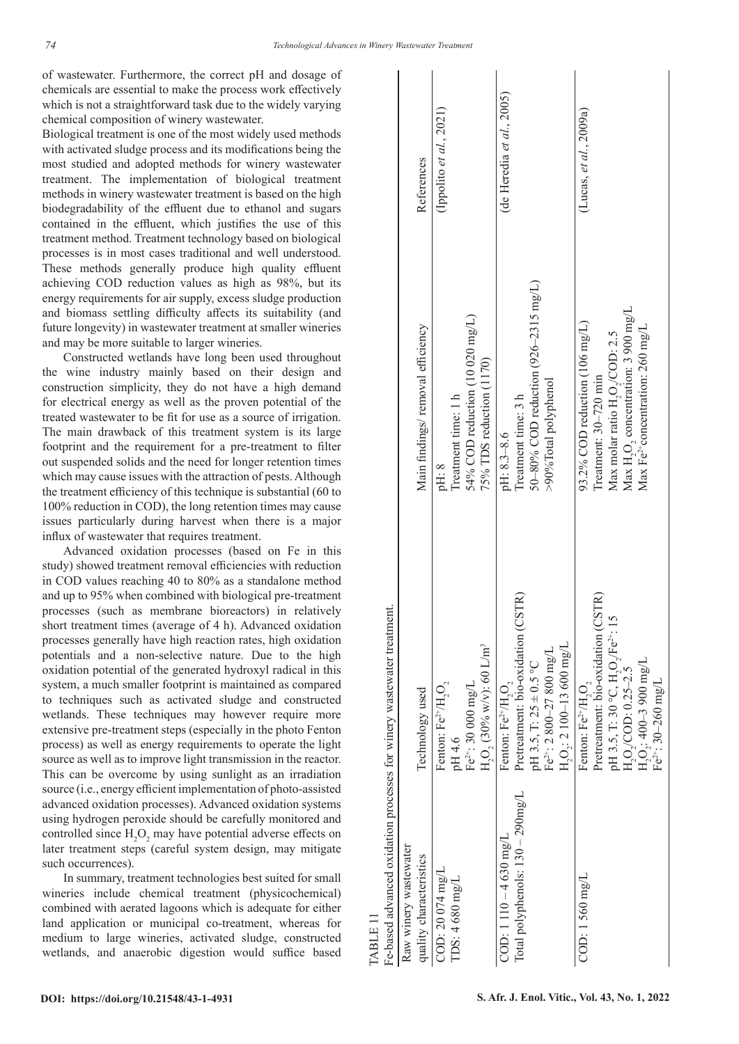of wastewater. Furthermore, the correct pH and dosage of chemicals are essential to make the process work effectively which is not a straightforward task due to the widely varying chemical composition of winery wastewater.

Biological treatment is one of the most widely used methods with activated sludge process and its modifications being the most studied and adopted methods for winery wastewater treatment. The implementation of biological treatment methods in winery wastewater treatment is based on the high biodegradability of the effluent due to ethanol and sugars contained in the effluent, which justifies the use of this treatment method. Treatment technology based on biological processes is in most cases traditional and well understood. These methods generally produce high quality effluent achieving COD reduction values as high as 98%, but its energy requirements for air supply, excess sludge production and biomass settling difficulty affects its suitability (and future longevity) in wastewater treatment at smaller wineries and may be more suitable to larger wineries.

Constructed wetlands have long been used throughout the wine industry mainly based on their design and construction simplicity, they do not have a high demand for electrical energy as well as the proven potential of the treated wastewater to be fit for use as a source of irrigation. The main drawback of this treatment system is its large footprint and the requirement for a pre-treatment to filter out suspended solids and the need for longer retention times which may cause issues with the attraction of pests. Although the treatment efficiency of this technique is substantial (60 to 100% reduction in COD), the long retention times may cause issues particularly during harvest when there is a major influx of wastewater that requires treatment.

Advanced oxidation processes (based on Fe in this study) showed treatment removal efficiencies with reduction in COD values reaching 40 to 80% as a standalone method and up to 95% when combined with biological pre-treatment processes (such as membrane bioreactors) in relatively short treatment times (average of 4 h). Advanced oxidation processes generally have high reaction rates, high oxidation potentials and a non-selective nature. Due to the high oxidation potential of the generated hydroxyl radical in this system, a much smaller footprint is maintained as compared to techniques such as activated sludge and constructed wetlands. These techniques may however require more extensive pre-treatment steps (especially in the photo Fenton process) as well as energy requirements to operate the light source as well as to improve light transmission in the reactor. This can be overcome by using sunlight as an irradiation source (i.e., energy efficient implementation of photo-assisted advanced oxidation processes). Advanced oxidation systems using hydrogen peroxide should be carefully monitored and controlled since $H_2O_2$ may have potential adverse effects on later treatment steps (careful system design, may mitigate such occurrences).

In summary, treatment technologies best suited for small wineries include chemical treatment (physicochemical) combined with aerated lagoons which is adequate for either land application or municipal co-treatment, whereas for medium to large wineries, activated sludge, constructed wetlands, and anaerobic digestion would suffice based

TABLE 11
Fe-based advanced oxidation processes for winery wastewater treatment.

| Raw winery wastewater quality characteristics | Technology used | Main findings/ removal efficiency | References |
|---|---|---|---|
| COD: 20 074 mg/L<br>TDS: 4 680 mg/L | Fenton: $Fe^{2+}/H_2O_2$<br>pH 4.6<br>$Fe^{2+}$: 30 000 mg/L<br>$H_2O_2$ (30% w/v): 60 L/m³ | pH: 8<br>Treatment time: 1 h<br>54% COD reduction (10 020 mg/L)<br>75% TDS reduction (1170) | (Ippolito *et al.*, 2021) |
| COD: 1 110 – 4 630 mg/L<br>Total polyphenols: 130 – 290mg/L | Fenton: $Fe^{2+}/H_2O_2$<br>Pretreatment: bio-oxidation (CSTR)<br>pH 3.5, T: 25 ± 0.5 °C<br>$Fe^{2+}$: 2 800–27 800 mg/L<br>$H_2O_2$: 2 100–13 600 mg/L | pH: 8.3–8.6<br>Treatment time: 3 h<br>50–80% COD reduction (926–2315 mg/L)<br>>90%Total polyphenol | (de Heredia *et al.*, 2005) |
| COD: 1 560 mg/L | Fenton: $Fe^{2+}/H_2O_2$<br>Pretreatment: bio-oxidation (CSTR)<br>pH 3.5, T: 30 °C, $H_2O_2/Fe^{2+}$: 15<br>$H_2O_2$/COD: 0.25–2.5<br>$H_2O_2$: 400–3 900 mg/L<br>$Fe^{2+}$: 30–260 mg/L | 93.2% COD reduction (106 mg/L)<br>Treatment: 30–720 min<br>Max molar ratio $H_2O_2$/COD: 2.5<br>Max $H_2O_2$ concentration: 3 900 mg/L<br>Max $Fe^{2+}$concentration: 260 mg/L | (Lucas, *et al.*, 2009a) |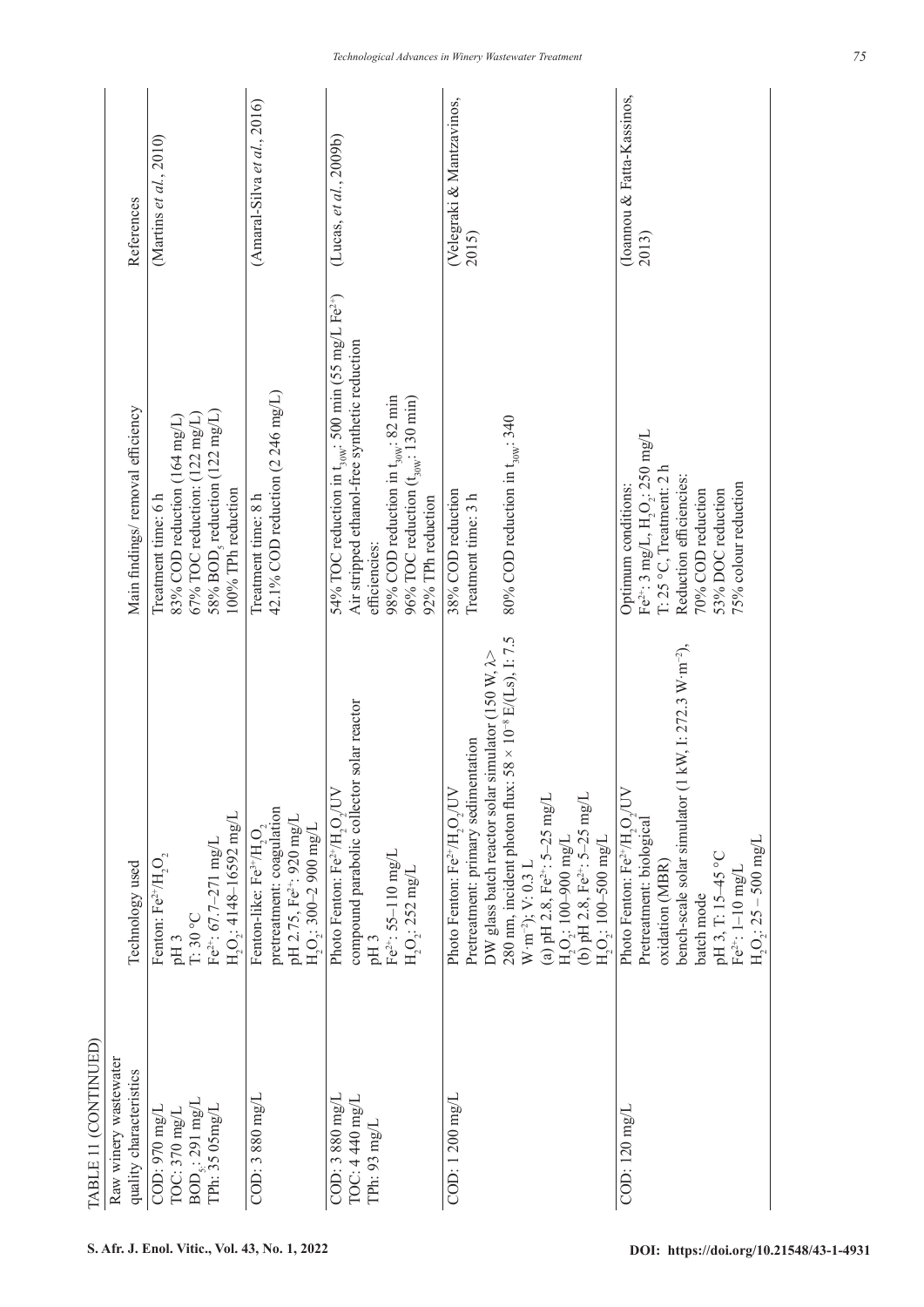TABLE 11 (CONTINUED)

| Raw winery wastewater quality characteristics | Technology used | Main findings/ removal efficiency | References |
|---|---|---|---|
| COD: 970 mg/L<br>TOC: 370 mg/L<br>$BOD_5$: 291 mg/L<br>TPh: 35 05mg/L | Fenton: $Fe^{2+}/H_2O_2$<br>pH 3<br>T: 30 °C<br>$Fe^{2+}$: 67.7–271 mg/L<br>$H_2O_2$: 4148–16592 mg/L | Treatment time: 6 h<br>83% COD reduction (164 mg/L)<br>67% TOC reduction: (122 mg/L)<br>58% $BOD_5$ reduction (122 mg/L)<br>100% TPh reduction | (Martins *et al.*, 2010) |
| COD: 3 880 mg/L | Fenton-like: $Fe^{3+}/H_2O_2$<br>pretreatment: coagulation<br>pH 2.75, $Fe^{2+}$: 920 mg/L<br>$H_2O_2$: 300–2 900 mg/L | Treatment time: 8 h<br>42.1% COD reduction (2 246 mg/L) | (Amaral-Silva *et al.*, 2016) |
| COD: 3 880 mg/L<br>TOC: 4 440 mg/L<br>TPh: 93 mg/L | Photo Fenton: $Fe^{2+}/H_2O_2$/UV<br>compound parabolic collector solar reactor<br>pH 3<br>$Fe^{2+}$: 55–110 mg/L<br>$H_2O_2$: 252 mg/L | 54% TOC reduction in $t_{30W}$: 500 min (55 mg/L $Fe^{2+}$)<br>Air stripped ethanol-free synthetic reduction efficiencies:<br>98% COD reduction in $t_{30W}$: 82 min<br>96% TOC reduction ($t_{30W}$: 130 min)<br>92% TPh reduction | (Lucas, *et al.*, 2009b) |
| COD: 1 200 mg/L | Photo Fenton: $Fe^{2+}/H_2O_2$/UV<br>Pretreatment: primary sedimentation<br>DW glass batch reactor solar simulator (150 W, λ> 280 nm, incident photon flux: 58 × $10^{-8}$ E/(Ls), I: 7.5 $W \cdot m^{-2}$); V: 0.3 L<br>(a) pH 2.8, $Fe^{2+}$: 5–25 mg/L<br>$H_2O_2$: 100–900 mg/L<br>(b) pH 2.8, $Fe^{2+}$: 5–25 mg/L<br>$H_2O_2$: 100–500 mg/L | 38% COD reduction<br>Treatment time: 3 h<br><br>80% COD reduction in $t_{30W}$: 340 | (Velegraki & Mantzavinos, 2015) |
| COD: 120 mg/L | Photo Fenton: $Fe^{2+}/H_2O_2$/UV<br>Pretreatment: biological oxidation (MBR)<br>bench-scale solar simulator (1 kW, I: 272.3 $W \cdot m^{-2}$), batch mode<br>pH 3, T: 15–45 °C<br>$Fe^{2+}$: 1–10 mg/L<br>$H_2O_2$: 25 – 500 mg/L | Optimum conditions:<br>$Fe^{2+}$: 3 mg/L, $H_2O_2$: 250 mg/L<br>T: 25 °C, Treatment: 2 h<br>Reduction efficiencies:<br>70% COD reduction<br>53% DOC reduction<br>75% colour reduction | (Ioannou & Fatta-Kassinos, 2013) |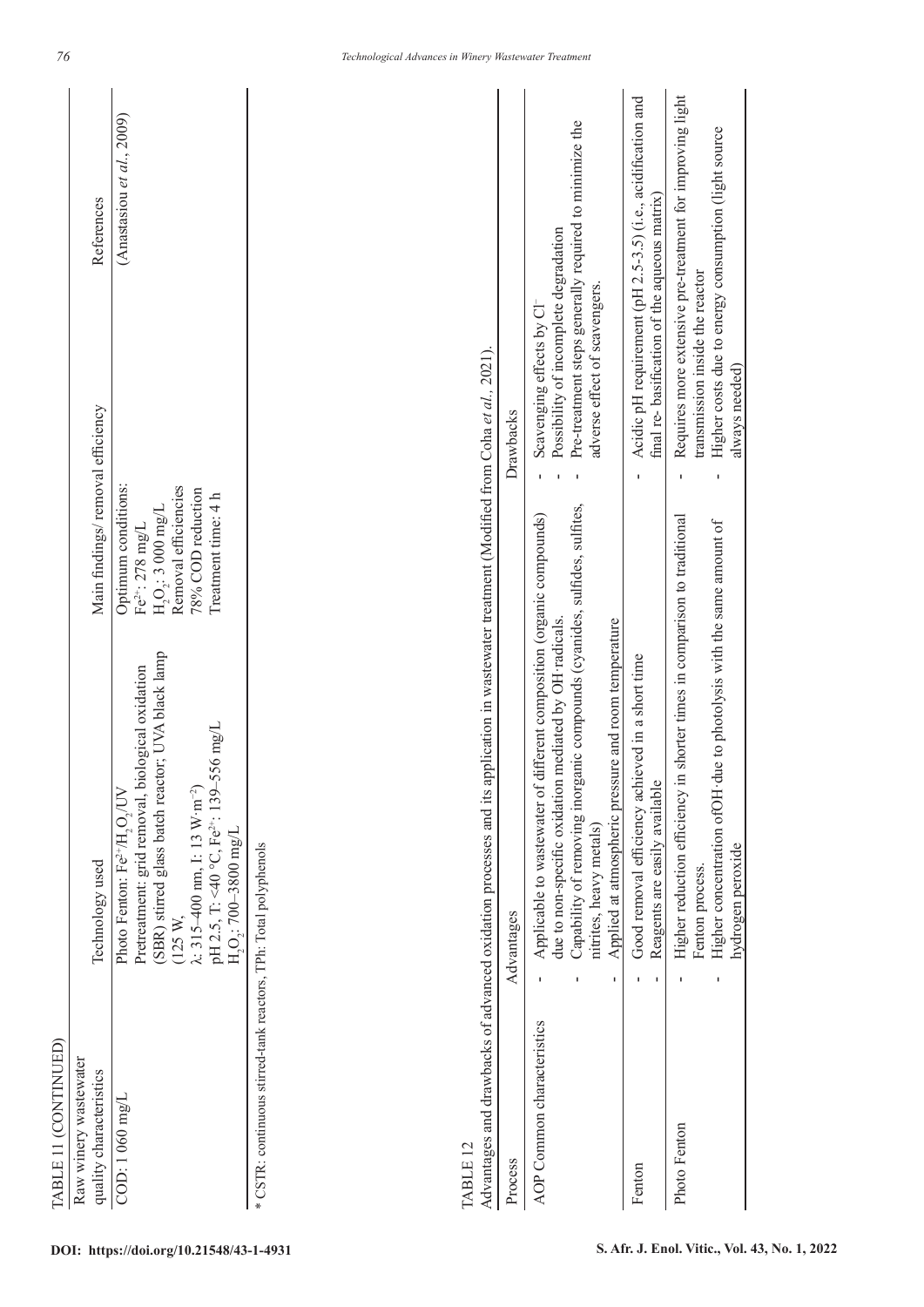TABLE 11 (CONTINUED)

| Raw winery wastewater quality characteristics | Technology used | Main findings/ removal efficiency | References |
|---|---|---|---|
| COD: 1 060 mg/L | Photo Fenton: $Fe^{2+}/H_2O_2/UV$<br>Pretreatment: grid removal, biological oxidation (SBR) stirred glass batch reactor; UVA black lamp (125 W,<br>λ: 315–400 nm, I: 13 $W{\cdot}m^{-2}$)<br>pH 2.5, T: <40 °C, $Fe^{2+}$: 139–556 mg/L<br>$H_2O_2$: 700–3800 mg/L | Optimum conditions:<br>$Fe^{2+}$: 278 mg/L<br>$H_2O_2$: 3 000 mg/L<br>Removal efficiencies<br>78% COD reduction<br>Treatment time: 4 h | (Anastasiou *et al.*, 2009) |

* CSTR: continuous stirred-tank reactors, TPh: Total polyphenols

TABLE 12

Advantages and drawbacks of advanced oxidation processes and its application in wastewater treatment (Modified from Coha *et al.*, 2021).

| Process | Advantages | Drawbacks |
|---|---|---|
| AOP Common characteristics | - Applicable to wastewater of different composition (organic compounds) due to non-specific oxidation mediated by OH·radicals.<br>- Capability of removing inorganic compounds (cyanides, sulfides, sulfites, nitrites, heavy metals)<br>- Applied at atmospheric pressure and room temperature | - Scavenging effects by $Cl^-$<br>- Possibility of incomplete degradation<br>- Pre-treatment steps generally required to minimize the adverse effect of scavengers. |
| Fenton | - Good removal efficiency achieved in a short time<br>- Reagents are easily available | - Acidic pH requirement (pH 2.5-3.5) (i.e., acidification and final re- basification of the aqueous matrix) |
| Photo Fenton | - Higher reduction efficiency in shorter times in comparison to traditional Fenton process.<br>- Higher concentration ofOH·due to photolysis with the same amount of hydrogen peroxide | - Requires more extensive pre-treatment for improving light transmission inside the reactor<br>- Higher costs due to energy consumption (light source always needed) |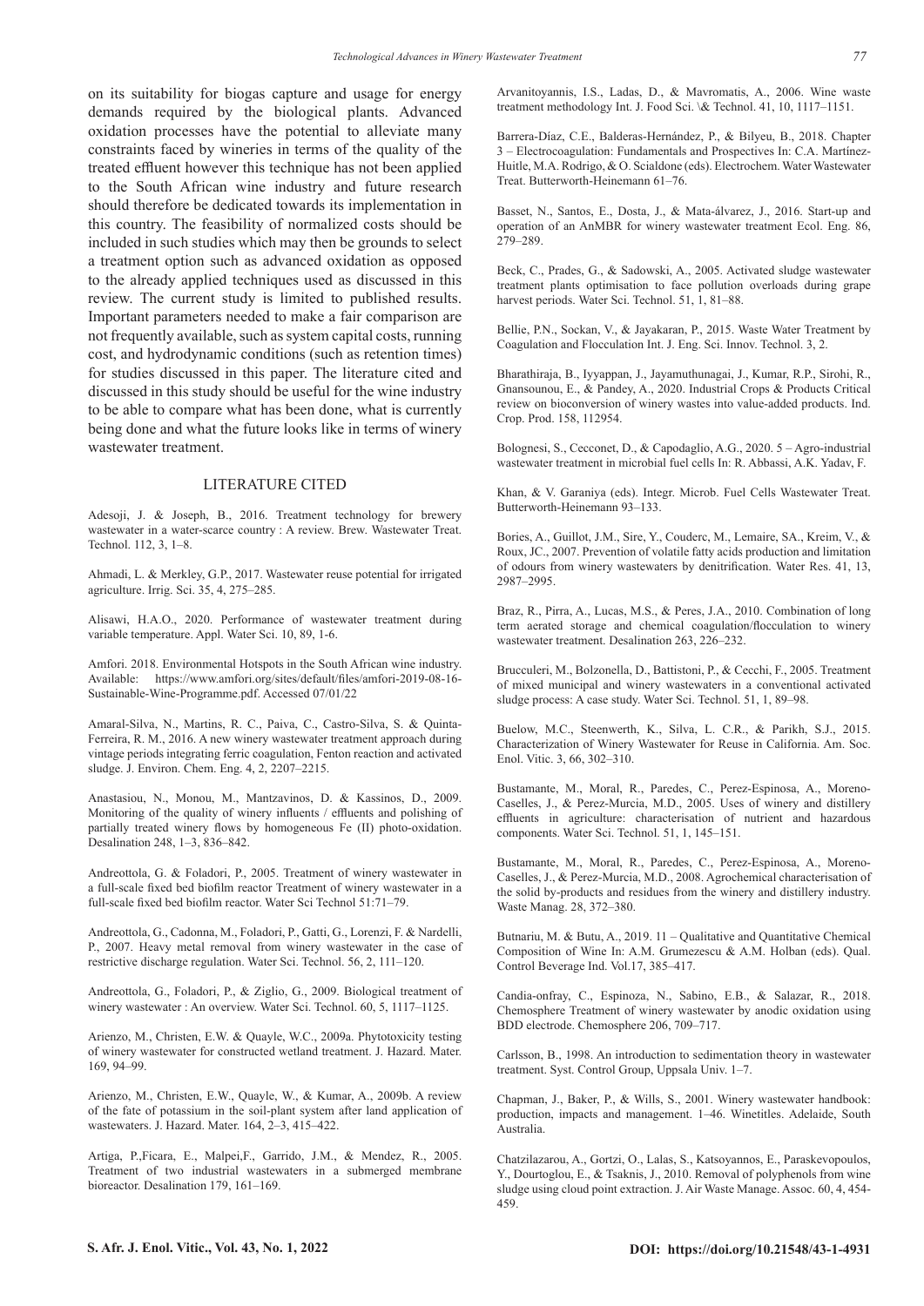on its suitability for biogas capture and usage for energy demands required by the biological plants. Advanced oxidation processes have the potential to alleviate many constraints faced by wineries in terms of the quality of the treated effluent however this technique has not been applied to the South African wine industry and future research should therefore be dedicated towards its implementation in this country. The feasibility of normalized costs should be included in such studies which may then be grounds to select a treatment option such as advanced oxidation as opposed to the already applied techniques used as discussed in this review. The current study is limited to published results. Important parameters needed to make a fair comparison are not frequently available, such as system capital costs, running cost, and hydrodynamic conditions (such as retention times) for studies discussed in this paper. The literature cited and discussed in this study should be useful for the wine industry to be able to compare what has been done, what is currently being done and what the future looks like in terms of winery wastewater treatment.

## LITERATURE CITED

Adesoji, J. & Joseph, B., 2016. Treatment technology for brewery wastewater in a water-scarce country : A review. Brew. Wastewater Treat. Technol. 112, 3, 1–8.

Ahmadi, L. & Merkley, G.P., 2017. Wastewater reuse potential for irrigated agriculture. Irrig. Sci. 35, 4, 275–285.

Alisawi, H.A.O., 2020. Performance of wastewater treatment during variable temperature. Appl. Water Sci. 10, 89, 1-6.

Amfori. 2018. Environmental Hotspots in the South African wine industry. Available: https://www.amfori.org/sites/default/files/amfori-2019-08-16-Sustainable-Wine-Programme.pdf. Accessed 07/01/22

Amaral-Silva, N., Martins, R. C., Paiva, C., Castro-Silva, S. & Quinta-Ferreira, R. M., 2016. A new winery wastewater treatment approach during vintage periods integrating ferric coagulation, Fenton reaction and activated sludge. J. Environ. Chem. Eng. 4, 2, 2207–2215.

Anastasiou, N., Monou, M., Mantzavinos, D. & Kassinos, D., 2009. Monitoring of the quality of winery influents / effluents and polishing of partially treated winery flows by homogeneous Fe (II) photo-oxidation. Desalination 248, 1–3, 836–842.

Andreottola, G. & Foladori, P., 2005. Treatment of winery wastewater in a full-scale fixed bed biofilm reactor Treatment of winery wastewater in a full-scale fixed bed biofilm reactor. Water Sci Technol 51:71–79.

Andreottola, G., Cadonna, M., Foladori, P., Gatti, G., Lorenzi, F. & Nardelli, P., 2007. Heavy metal removal from winery wastewater in the case of restrictive discharge regulation. Water Sci. Technol. 56, 2, 111–120.

Andreottola, G., Foladori, P., & Ziglio, G., 2009. Biological treatment of winery wastewater : An overview. Water Sci. Technol. 60, 5, 1117–1125.

Arienzo, M., Christen, E.W. & Quayle, W.C., 2009a. Phytotoxicity testing of winery wastewater for constructed wetland treatment. J. Hazard. Mater. 169, 94–99.

Arienzo, M., Christen, E.W., Quayle, W., & Kumar, A., 2009b. A review of the fate of potassium in the soil-plant system after land application of wastewaters. J. Hazard. Mater. 164, 2–3, 415–422.

Artiga, P.,Ficara, E., Malpei,F., Garrido, J.M., & Mendez, R., 2005. Treatment of two industrial wastewaters in a submerged membrane bioreactor. Desalination 179, 161–169.

Arvanitoyannis, I.S., Ladas, D., & Mavromatis, A., 2006. Wine waste treatment methodology Int. J. Food Sci. \& Technol. 41, 10, 1117–1151.

Barrera-Díaz, C.E., Balderas-Hernández, P., & Bilyeu, B., 2018. Chapter 3 – Electrocoagulation: Fundamentals and Prospectives In: C.A. Martínez-Huitle, M.A. Rodrigo, & O. Scialdone (eds). Electrochem. Water Wastewater Treat. Butterworth-Heinemann 61–76.

Basset, N., Santos, E., Dosta, J., & Mata-álvarez, J., 2016. Start-up and operation of an AnMBR for winery wastewater treatment Ecol. Eng. 86, 279–289.

Beck, C., Prades, G., & Sadowski, A., 2005. Activated sludge wastewater treatment plants optimisation to face pollution overloads during grape harvest periods. Water Sci. Technol. 51, 1, 81–88.

Bellie, P.N., Sockan, V., & Jayakaran, P., 2015. Waste Water Treatment by Coagulation and Flocculation Int. J. Eng. Sci. Innov. Technol. 3, 2.

Bharathiraja, B., Iyyappan, J., Jayamuthunagai, J., Kumar, R.P., Sirohi, R., Gnansounou, E., & Pandey, A., 2020. Industrial Crops & Products Critical review on bioconversion of winery wastes into value-added products. Ind. Crop. Prod. 158, 112954.

Bolognesi, S., Cecconet, D., & Capodaglio, A.G., 2020. 5 – Agro-industrial wastewater treatment in microbial fuel cells In: R. Abbassi, A.K. Yadav, F.

Khan, & V. Garaniya (eds). Integr. Microb. Fuel Cells Wastewater Treat. Butterworth-Heinemann 93–133.

Bories, A., Guillot, J.M., Sire, Y., Couderc, M., Lemaire, SA., Kreim, V., & Roux, JC., 2007. Prevention of volatile fatty acids production and limitation of odours from winery wastewaters by denitrification. Water Res. 41, 13, 2987–2995.

Braz, R., Pirra, A., Lucas, M.S., & Peres, J.A., 2010. Combination of long term aerated storage and chemical coagulation/flocculation to winery wastewater treatment. Desalination 263, 226–232.

Brucculeri, M., Bolzonella, D., Battistoni, P., & Cecchi, F., 2005. Treatment of mixed municipal and winery wastewaters in a conventional activated sludge process: A case study. Water Sci. Technol. 51, 1, 89–98.

Buelow, M.C., Steenwerth, K., Silva, L. C.R., & Parikh, S.J., 2015. Characterization of Winery Wastewater for Reuse in California. Am. Soc. Enol. Vitic. 3, 66, 302–310.

Bustamante, M., Moral, R., Paredes, C., Perez-Espinosa, A., Moreno-Caselles, J., & Perez-Murcia, M.D., 2005. Uses of winery and distillery effluents in agriculture: characterisation of nutrient and hazardous components. Water Sci. Technol. 51, 1, 145–151.

Bustamante, M., Moral, R., Paredes, C., Perez-Espinosa, A., Moreno-Caselles, J., & Perez-Murcia, M.D., 2008. Agrochemical characterisation of the solid by-products and residues from the winery and distillery industry. Waste Manag. 28, 372–380.

Butnariu, M. & Butu, A., 2019. 11 – Qualitative and Quantitative Chemical Composition of Wine In: A.M. Grumezescu & A.M. Holban (eds). Qual. Control Beverage Ind. Vol.17, 385–417.

Candia-onfray, C., Espinoza, N., Sabino, E.B., & Salazar, R., 2018. Chemosphere Treatment of winery wastewater by anodic oxidation using BDD electrode. Chemosphere 206, 709–717.

Carlsson, B., 1998. An introduction to sedimentation theory in wastewater treatment. Syst. Control Group, Uppsala Univ. 1–7.

Chapman, J., Baker, P., & Wills, S., 2001. Winery wastewater handbook: production, impacts and management. 1–46. Winetitles. Adelaide, South Australia.

Chatzilazarou, A., Gortzi, O., Lalas, S., Katsoyannos, E., Paraskevopoulos, Y., Dourtoglou, E., & Tsaknis, J., 2010. Removal of polyphenols from wine sludge using cloud point extraction. J. Air Waste Manage. Assoc. 60, 4, 454-459.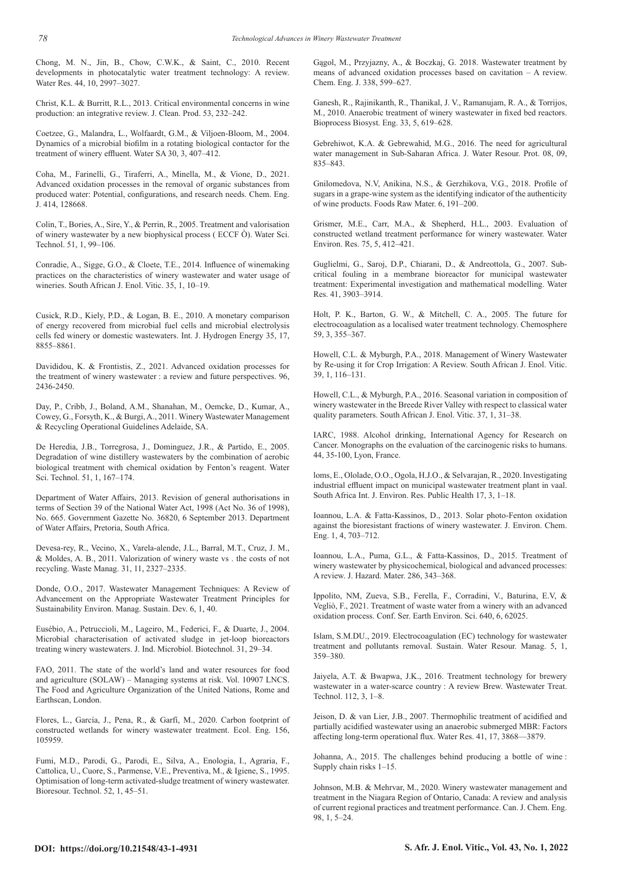Chong, M. N., Jin, B., Chow, C.W.K., & Saint, C., 2010. Recent developments in photocatalytic water treatment technology: A review. Water Res. 44, 10, 2997–3027.

Christ, K.L. & Burritt, R.L., 2013. Critical environmental concerns in wine production: an integrative review. J. Clean. Prod. 53, 232–242.

Coetzee, G., Malandra, L., Wolfaardt, G.M., & Viljoen-Bloom, M., 2004. Dynamics of a microbial biofilm in a rotating biological contactor for the treatment of winery effluent. Water SA 30, 3, 407–412.

Coha, M., Farinelli, G., Tiraferri, A., Minella, M., & Vione, D., 2021. Advanced oxidation processes in the removal of organic substances from produced water: Potential, configurations, and research needs. Chem. Eng. J. 414, 128668.

Colin, T., Bories, A., Sire, Y., & Perrin, R., 2005. Treatment and valorisation of winery wastewater by a new biophysical process ( ECCF Ò). Water Sci. Technol. 51, 1, 99–106.

Conradie, A., Sigge, G.O., & Cloete, T.E., 2014. Influence of winemaking practices on the characteristics of winery wastewater and water usage of wineries. South African J. Enol. Vitic. 35, 1, 10–19.

Cusick, R.D., Kiely, P.D., & Logan, B. E., 2010. A monetary comparison of energy recovered from microbial fuel cells and microbial electrolysis cells fed winery or domestic wastewaters. Int. J. Hydrogen Energy 35, 17, 8855–8861.

Davididou, K. & Frontistis, Z., 2021. Advanced oxidation processes for the treatment of winery wastewater : a review and future perspectives. 96, 2436-2450.

Day, P., Cribb, J., Boland, A.M., Shanahan, M., Oemcke, D., Kumar, A., Cowey, G., Forsyth, K., & Burgi, A., 2011. Winery Wastewater Management & Recycling Operational Guidelines Adelaide, SA.

De Heredia, J.B., Torregrosa, J., Dominguez, J.R., & Partido, E., 2005. Degradation of wine distillery wastewaters by the combination of aerobic biological treatment with chemical oxidation by Fenton's reagent. Water Sci. Technol. 51, 1, 167–174.

Department of Water Affairs, 2013. Revision of general authorisations in terms of Section 39 of the National Water Act, 1998 (Act No. 36 of 1998), No. 665. Government Gazette No. 36820, 6 September 2013. Department of Water Affairs, Pretoria, South Africa.

Devesa-rey, R., Vecino, X., Varela-alende, J.L., Barral, M.T., Cruz, J. M., & Moldes, A. B., 2011. Valorization of winery waste vs . the costs of not recycling. Waste Manag. 31, 11, 2327–2335.

Donde, O.O., 2017. Wastewater Management Techniques: A Review of Advancement on the Appropriate Wastewater Treatment Principles for Sustainability Environ. Manag. Sustain. Dev. 6, 1, 40.

Eusébio, A., Petruccioli, M., Lageiro, M., Federici, F., & Duarte, J., 2004. Microbial characterisation of activated sludge in jet-loop bioreactors treating winery wastewaters. J. Ind. Microbiol. Biotechnol. 31, 29–34.

FAO, 2011. The state of the world's land and water resources for food and agriculture (SOLAW) – Managing systems at risk. Vol. 10907 LNCS. The Food and Agriculture Organization of the United Nations, Rome and Earthscan, London.

Flores, L., García, J., Pena, R., & Garfí, M., 2020. Carbon footprint of constructed wetlands for winery wastewater treatment. Ecol. Eng. 156, 105959.

Fumi, M.D., Parodi, G., Parodi, E., Silva, A., Enologia, I., Agraria, F., Cattolica, U., Cuore, S., Parmense, V.E., Preventiva, M., & Igiene, S., 1995. Optimisation of long-term activated-sludge treatment of winery wastewater. Bioresour. Technol. 52, 1, 45–51.

Gągol, M., Przyjazny, A., & Boczkaj, G. 2018. Wastewater treatment by means of advanced oxidation processes based on cavitation – A review. Chem. Eng. J. 338, 599–627.

Ganesh, R., Rajinikanth, R., Thanikal, J. V., Ramanujam, R. A., & Torrijos, M., 2010. Anaerobic treatment of winery wastewater in fixed bed reactors. Bioprocess Biosyst. Eng. 33, 5, 619–628.

Gebrehiwot, K.A. & Gebrewahid, M.G., 2016. The need for agricultural water management in Sub-Saharan Africa. J. Water Resour. Prot. 08, 09, 835–843.

Gnilomedova, N.V, Anikina, N.S., & Gerzhikova, V.G., 2018. Profile of sugars in a grape-wine system as the identifying indicator of the authenticity of wine products. Foods Raw Mater. 6, 191–200.

Grismer, M.E., Carr, M.A., & Shepherd, H.L., 2003. Evaluation of constructed wetland treatment performance for winery wastewater. Water Environ. Res. 75, 5, 412–421.

Guglielmi, G., Saroj, D.P., Chiarani, D., & Andreottola, G., 2007. Sub-critical fouling in a membrane bioreactor for municipal wastewater treatment: Experimental investigation and mathematical modelling. Water Res. 41, 3903–3914.

Holt, P. K., Barton, G. W., & Mitchell, C. A., 2005. The future for electrocoagulation as a localised water treatment technology. Chemosphere 59, 3, 355–367.

Howell, C.L. & Myburgh, P.A., 2018. Management of Winery Wastewater by Re-using it for Crop Irrigation: A Review. South African J. Enol. Vitic. 39, 1, 116–131.

Howell, C.L., & Myburgh, P.A., 2016. Seasonal variation in composition of winery wastewater in the Breede River Valley with respect to classical water quality parameters. South African J. Enol. Vitic. 37, 1, 31–38.

IARC, 1988. Alcohol drinking, International Agency for Research on Cancer. Monographs on the evaluation of the carcinogenic risks to humans. 44, 35-100, Lyon, France.

Ioms, E., Ololade, O.O., Ogola, H.J.O., & Selvarajan, R., 2020. Investigating industrial effluent impact on municipal wastewater treatment plant in vaal. South Africa Int. J. Environ. Res. Public Health 17, 3, 1–18.

Ioannou, L.A. & Fatta-Kassinos, D., 2013. Solar photo-Fenton oxidation against the bioresistant fractions of winery wastewater. J. Environ. Chem. Eng. 1, 4, 703–712.

Ioannou, L.A., Puma, G.L., & Fatta-Kassinos, D., 2015. Treatment of winery wastewater by physicochemical, biological and advanced processes: A review. J. Hazard. Mater. 286, 343–368.

Ippolito, NM, Zueva, S.B., Ferella, F., Corradini, V., Baturina, E.V, & Vegliò, F., 2021. Treatment of waste water from a winery with an advanced oxidation process. Conf. Ser. Earth Environ. Sci. 640, 6, 62025.

Islam, S.M.DU., 2019. Electrocoagulation (EC) technology for wastewater treatment and pollutants removal. Sustain. Water Resour. Manag. 5, 1, 359–380.

Jaiyela, A.T. & Bwapwa, J.K., 2016. Treatment technology for brewery wastewater in a water-scarce country : A review Brew. Wastewater Treat. Technol. 112, 3, 1–8.

Jeison, D. & van Lier, J.B., 2007. Thermophilic treatment of acidified and partially acidified wastewater using an anaerobic submerged MBR: Factors affecting long-term operational flux. Water Res. 41, 17, 3868—3879.

Johanna, A., 2015. The challenges behind producing a bottle of wine : Supply chain risks 1–15.

Johnson, M.B. & Mehrvar, M., 2020. Winery wastewater management and treatment in the Niagara Region of Ontario, Canada: A review and analysis of current regional practices and treatment performance. Can. J. Chem. Eng. 98, 1, 5–24.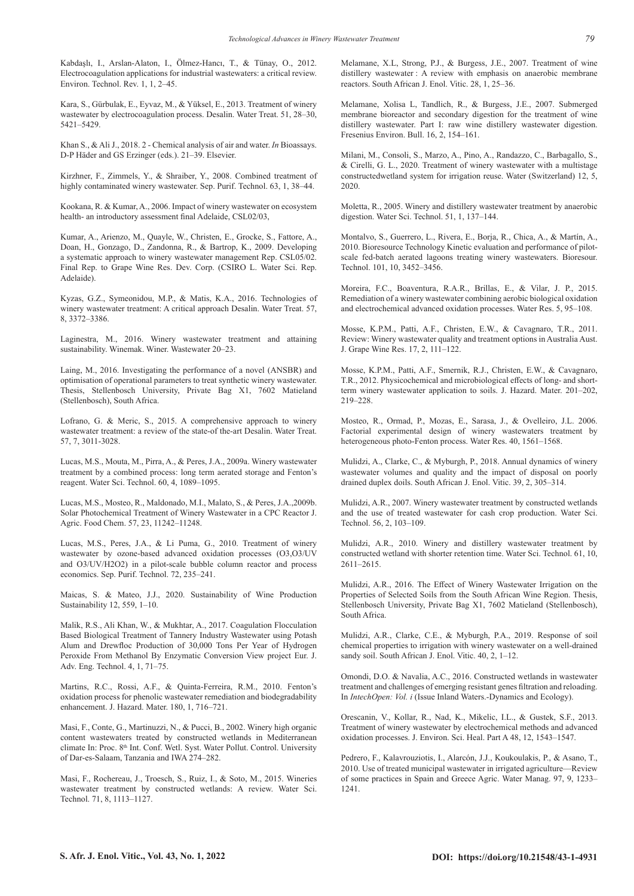Kabdaşlı, I., Arslan-Alaton, I., Ölmez-Hancı, T., & Tünay, O., 2012. Electrocoagulation applications for industrial wastewaters: a critical review. Environ. Technol. Rev. 1, 1, 2–45.

Kara, S., Gürbulak, E., Eyvaz, M., & Yüksel, E., 2013. Treatment of winery wastewater by electrocoagulation process. Desalin. Water Treat. 51, 28–30, 5421–5429.

Khan S., & Ali J., 2018. 2 - Chemical analysis of air and water. *In* Bioassays. D-P Häder and GS Erzinger (eds.). 21–39. Elsevier.

Kirzhner, F., Zimmels, Y., & Shraiber, Y., 2008. Combined treatment of highly contaminated winery wastewater. Sep. Purif. Technol. 63, 1, 38–44.

Kookana, R. & Kumar, A., 2006. Impact of winery wastewater on ecosystem health- an introductory assessment final Adelaide, CSL02/03,

Kumar, A., Arienzo, M., Quayle, W., Christen, E., Grocke, S., Fattore, A., Doan, H., Gonzago, D., Zandonna, R., & Bartrop, K., 2009. Developing a systematic approach to winery wastewater management Rep. CSL05/02. Final Rep. to Grape Wine Res. Dev. Corp. (CSIRO L. Water Sci. Rep. Adelaide).

Kyzas, G.Z., Symeonidou, M.P., & Matis, K.A., 2016. Technologies of winery wastewater treatment: A critical approach Desalin. Water Treat. 57, 8, 3372–3386.

Laginestra, M., 2016. Winery wastewater treatment and attaining sustainability. Winemak. Winer. Wastewater 20–23.

Laing, M., 2016. Investigating the performance of a novel (ANSBR) and optimisation of operational parameters to treat synthetic winery wastewater. Thesis, Stellenbosch University, Private Bag X1, 7602 Matieland (Stellenbosch), South Africa.

Lofrano, G. & Meric, S., 2015. A comprehensive approach to winery wastewater treatment: a review of the state-of-the-art Desalin. Water Treat. 57, 7, 3011-3028.

Lucas, M.S., Mouta, M., Pirra, A., & Peres, J.A., 2009a. Winery wastewater treatment by a combined process: long term aerated storage and Fenton's reagent. Water Sci. Technol. 60, 4, 1089–1095.

Lucas, M.S., Mosteo, R., Maldonado, M.I., Malato, S., & Peres, J.A.,2009b. Solar Photochemical Treatment of Winery Wastewater in a CPC Reactor J. Agric. Food Chem. 57, 23, 11242–11248.

Lucas, M.S., Peres, J.A., & Li Puma, G., 2010. Treatment of winery wastewater by ozone-based advanced oxidation processes (O3,O3/UV and O3/UV/H2O2) in a pilot-scale bubble column reactor and process economics. Sep. Purif. Technol. 72, 235–241.

Maicas, S. & Mateo, J.J., 2020. Sustainability of Wine Production Sustainability 12, 559, 1–10.

Malik, R.S., Ali Khan, W., & Mukhtar, A., 2017. Coagulation Flocculation Based Biological Treatment of Tannery Industry Wastewater using Potash Alum and Drewfloc Production of 30,000 Tons Per Year of Hydrogen Peroxide From Methanol By Enzymatic Conversion View project Eur. J. Adv. Eng. Technol. 4, 1, 71–75.

Martins, R.C., Rossi, A.F., & Quinta-Ferreira, R.M., 2010. Fenton's oxidation process for phenolic wastewater remediation and biodegradability enhancement. J. Hazard. Mater. 180, 1, 716–721.

Masi, F., Conte, G., Martinuzzi, N., & Pucci, B., 2002. Winery high organic content wastewaters treated by constructed wetlands in Mediterranean climate In: Proc. 8th Int. Conf. Wetl. Syst. Water Pollut. Control. University of Dar-es-Salaam, Tanzania and IWA 274–282.

Masi, F., Rochereau, J., Troesch, S., Ruiz, I., & Soto, M., 2015. Wineries wastewater treatment by constructed wetlands: A review. Water Sci. Technol. 71, 8, 1113–1127.

Melamane, X.L, Strong, P.J., & Burgess, J.E., 2007. Treatment of wine distillery wastewater : A review with emphasis on anaerobic membrane reactors. South African J. Enol. Vitic. 28, 1, 25–36.

Melamane, Xolisa L, Tandlich, R., & Burgess, J.E., 2007. Submerged membrane bioreactor and secondary digestion for the treatment of wine distillery wastewater. Part I: raw wine distillery wastewater digestion. Fresenius Environ. Bull. 16, 2, 154–161.

Milani, M., Consoli, S., Marzo, A., Pino, A., Randazzo, C., Barbagallo, S., & Cirelli, G. L., 2020. Treatment of winery wastewater with a multistage constructedwetland system for irrigation reuse. Water (Switzerland) 12, 5, 2020.

Moletta, R., 2005. Winery and distillery wastewater treatment by anaerobic digestion. Water Sci. Technol. 51, 1, 137–144.

Montalvo, S., Guerrero, L., Rivera, E., Borja, R., Chica, A., & Martín, A., 2010. Bioresource Technology Kinetic evaluation and performance of pilot-scale fed-batch aerated lagoons treating winery wastewaters. Bioresour. Technol. 101, 10, 3452–3456.

Moreira, F.C., Boaventura, R.A.R., Brillas, E., & Vilar, J. P., 2015. Remediation of a winery wastewater combining aerobic biological oxidation and electrochemical advanced oxidation processes. Water Res. 5, 95–108.

Mosse, K.P.M., Patti, A.F., Christen, E.W., & Cavagnaro, T.R., 2011. Review: Winery wastewater quality and treatment options in Australia Aust. J. Grape Wine Res. 17, 2, 111–122.

Mosse, K.P.M., Patti, A.F., Smernik, R.J., Christen, E.W., & Cavagnaro, T.R., 2012. Physicochemical and microbiological effects of long- and short-term winery wastewater application to soils. J. Hazard. Mater. 201–202, 219–228.

Mosteo, R., Ormad, P., Mozas, E., Sarasa, J., & Ovelleiro, J.L. 2006. Factorial experimental design of winery wastewaters treatment by heterogeneous photo-Fenton process. Water Res. 40, 1561–1568.

Mulidzi, A., Clarke, C., & Myburgh, P., 2018. Annual dynamics of winery wastewater volumes and quality and the impact of disposal on poorly drained duplex doils. South African J. Enol. Vitic. 39, 2, 305–314.

Mulidzi, A.R., 2007. Winery wastewater treatment by constructed wetlands and the use of treated wastewater for cash crop production. Water Sci. Technol. 56, 2, 103–109.

Mulidzi, A.R., 2010. Winery and distillery wastewater treatment by constructed wetland with shorter retention time. Water Sci. Technol. 61, 10, 2611–2615.

Mulidzi, A.R., 2016. The Effect of Winery Wastewater Irrigation on the Properties of Selected Soils from the South African Wine Region. Thesis, Stellenbosch University, Private Bag X1, 7602 Matieland (Stellenbosch), South Africa.

Mulidzi, A.R., Clarke, C.E., & Myburgh, P.A., 2019. Response of soil chemical properties to irrigation with winery wastewater on a well-drained sandy soil. South African J. Enol. Vitic. 40, 2, 1–12.

Omondi, D.O. & Navalia, A.C., 2016. Constructed wetlands in wastewater treatment and challenges of emerging resistant genes filtration and reloading. In *IntechOpen: Vol. i* (Issue Inland Waters.-Dynamics and Ecology).

Orescanin, V., Kollar, R., Nad, K., Mikelic, I.L., & Gustek, S.F., 2013. Treatment of winery wastewater by electrochemical methods and advanced oxidation processes. J. Environ. Sci. Heal. Part A 48, 12, 1543–1547.

Pedrero, F., Kalavrouziotis, I., Alarcón, J.J., Koukoulakis, P., & Asano, T., 2010. Use of treated municipal wastewater in irrigated agriculture—Review of some practices in Spain and Greece Agric. Water Manag. 97, 9, 1233–1241.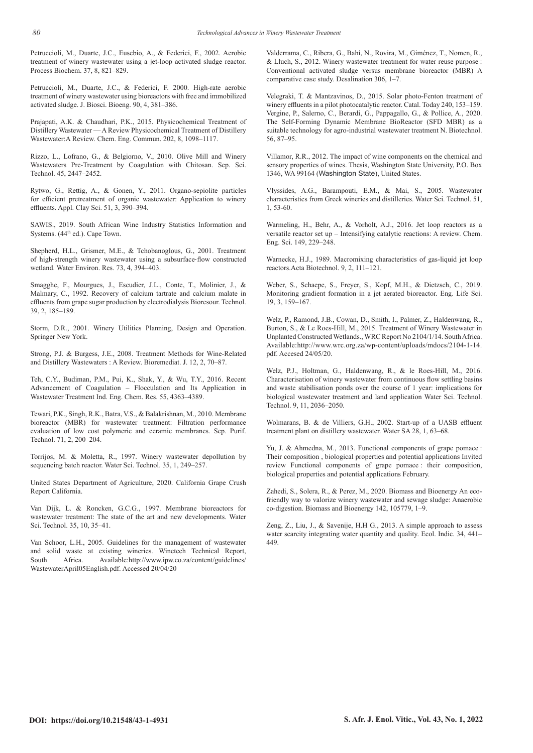Petruccioli, M., Duarte, J.C., Eusebio, A., & Federici, F., 2002. Aerobic treatment of winery wastewater using a jet-loop activated sludge reactor. Process Biochem. 37, 8, 821–829.

Petruccioli, M., Duarte, J.C., & Federici, F. 2000. High-rate aerobic treatment of winery wastewater using bioreactors with free and immobilized activated sludge. J. Biosci. Bioeng. 90, 4, 381–386.

Prajapati, A.K. & Chaudhari, P.K., 2015. Physicochemical Treatment of Distillery Wastewater — A Review Physicochemical Treatment of Distillery Wastewater:A Review. Chem. Eng. Commun. 202, 8, 1098–1117.

Rizzo, L., Lofrano, G., & Belgiorno, V., 2010. Olive Mill and Winery Wastewaters Pre-Treatment by Coagulation with Chitosan. Sep. Sci. Technol. 45, 2447–2452.

Rytwo, G., Rettig, A., & Gonen, Y., 2011. Organo-sepiolite particles for efficient pretreatment of organic wastewater: Application to winery effluents. Appl. Clay Sci. 51, 3, 390–394.

SAWIS., 2019. South African Wine Industry Statistics Information and Systems. (44th ed.). Cape Town.

Shepherd, H.L., Grismer, M.E., & Tchobanoglous, G., 2001. Treatment of high-strength winery wastewater using a subsurface-flow constructed wetland. Water Environ. Res. 73, 4, 394–403.

Smagghe, F., Mourgues, J., Escudier, J.L., Conte, T., Molinier, J., & Malmary, C., 1992. Recovery of calcium tartrate and calcium malate in effluents from grape sugar production by electrodialysis Bioresour. Technol. 39, 2, 185–189.

Storm, D.R., 2001. Winery Utilities Planning, Design and Operation. Springer New York.

Strong, P.J. & Burgess, J.E., 2008. Treatment Methods for Wine-Related and Distillery Wastewaters : A Review. Bioremediat. J. 12, 2, 70–87.

Teh, C.Y., Budiman, P.M., Pui, K., Shak, Y., & Wu, T.Y., 2016. Recent Advancement of Coagulation – Flocculation and Its Application in Wastewater Treatment Ind. Eng. Chem. Res. 55, 4363–4389.

Tewari, P.K., Singh, R.K., Batra, V.S., & Balakrishnan, M., 2010. Membrane bioreactor (MBR) for wastewater treatment: Filtration performance evaluation of low cost polymeric and ceramic membranes. Sep. Purif. Technol. 71, 2, 200–204.

Torrijos, M. & Moletta, R., 1997. Winery wastewater depollution by sequencing batch reactor. Water Sci. Technol. 35, 1, 249–257.

United States Department of Agriculture, 2020. California Grape Crush Report California.

Van Dijk, L. & Roncken, G.C.G., 1997. Membrane bioreactors for wastewater treatment: The state of the art and new developments. Water Sci. Technol. 35, 10, 35–41.

Van Schoor, L.H., 2005. Guidelines for the management of wastewater and solid waste at existing wineries. Winetech Technical Report, South Africa. Available:http://www.ipw.co.za/content/guidelines/WastewaterApril05English.pdf. Accessed 20/04/20

Valderrama, C., Ribera, G., Bahí, N., Rovira, M., Giménez, T., Nomen, R., & Lluch, S., 2012. Winery wastewater treatment for water reuse purpose : Conventional activated sludge versus membrane bioreactor (MBR) A comparative case study. Desalination 306, 1–7.

Velegraki, T. & Mantzavinos, D., 2015. Solar photo-Fenton treatment of winery effluents in a pilot photocatalytic reactor. Catal. Today 240, 153–159.
Vergine, P., Salerno, C., Berardi, G., Pappagallo, G., & Pollice, A., 2020. The Self-Forming Dynamic Membrane BioReactor (SFD MBR) as a suitable technology for agro-industrial wastewater treatment N. Biotechnol. 56, 87–95.

Villamor, R.R., 2012. The impact of wine components on the chemical and sensory properties of wines. Thesis, Washington State University, P.O. Box 1346, WA 99164 (Washington State), United States.

Vlyssides, A.G., Barampouti, E.M., & Mai, S., 2005. Wastewater characteristics from Greek wineries and distilleries. Water Sci. Technol. 51, 1, 53-60.

Warmeling, H., Behr, A., & Vorholt, A.J., 2016. Jet loop reactors as a versatile reactor set up – Intensifying catalytic reactions: A review. Chem. Eng. Sci. 149, 229–248.

Warnecke, H.J., 1989. Macromixing characteristics of gas-liquid jet loop reactors.Acta Biotechnol. 9, 2, 111–121.

Weber, S., Schaepe, S., Freyer, S., Kopf, M.H., & Dietzsch, C., 2019. Monitoring gradient formation in a jet aerated bioreactor. Eng. Life Sci. 19, 3, 159–167.

Welz, P., Ramond, J.B., Cowan, D., Smith, I., Palmer, Z., Haldenwang, R., Burton, S., & Le Roes-Hill, M., 2015. Treatment of Winery Wastewater in Unplanted Constructed Wetlands., WRC Report No 2104/1/14. South Africa. Available:http://www.wrc.org.za/wp-content/uploads/mdocs/2104-1-14.pdf. Accesed 24/05/20.

Welz, P.J., Holtman, G., Haldenwang, R., & le Roes-Hill, M., 2016. Characterisation of winery wastewater from continuous flow settling basins and waste stabilisation ponds over the course of 1 year: implications for biological wastewater treatment and land application Water Sci. Technol. 9, 11, 2036–2050.

Wolmarans, B. & de Villiers, G.H., 2002. Start-up of a UASB effluent treatment plant on distillery wastewater. Water SA 28, 1, 63–68.

Yu, J. & Ahmedna, M., 2013. Functional components of grape pomace : Their composition , biological properties and potential applications Invited review Functional components of grape pomace : their composition, biological properties and potential applications February.

Zahedi, S., Solera, R., & Perez, M., 2020. Biomass and Bioenergy An eco-friendly way to valorize winery wastewater and sewage sludge: Anaerobic co-digestion. Biomass and Bioenergy 142, 105779, 1–9.

Zeng, Z., Liu, J., & Savenije, H.H G., 2013. A simple approach to assess water scarcity integrating water quantity and quality. Ecol. Indic. 34, 441–449.